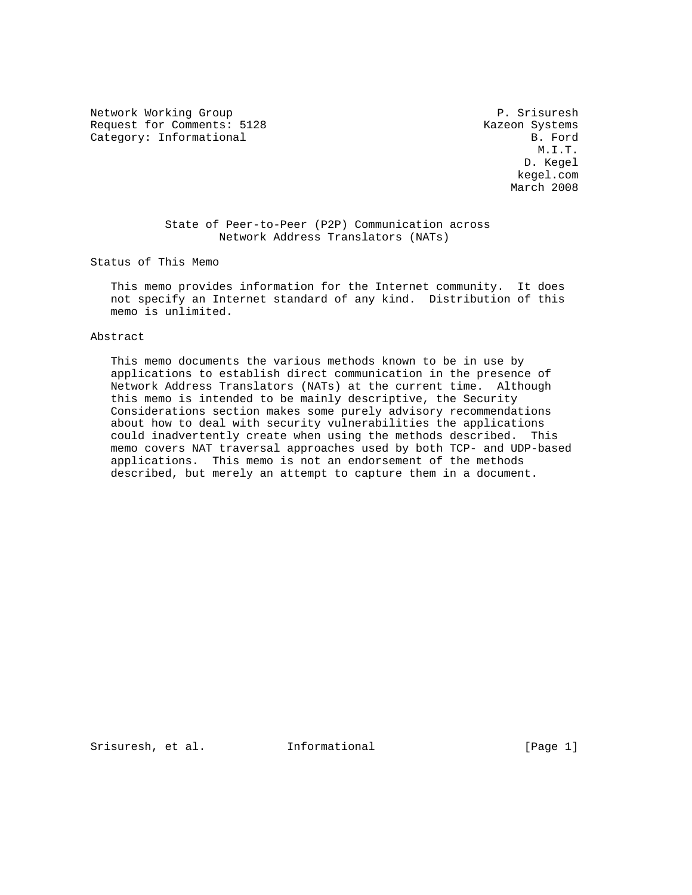Network Working Group P. Srisuresh
Request for Comments: 5128 Kazeon Systems
Category: Informational B. Ford
M.I.T.
D. Kegel
kegel.com
March 2008

# State of Peer-to-Peer (P2P) Communication across Network Address Translators (NATs)

## Status of This Memo

This memo provides information for the Internet community. It does not specify an Internet standard of any kind. Distribution of this memo is unlimited.

## Abstract

This memo documents the various methods known to be in use by applications to establish direct communication in the presence of Network Address Translators (NATs) at the current time. Although this memo is intended to be mainly descriptive, the Security Considerations section makes some purely advisory recommendations about how to deal with security vulnerabilities the applications could inadvertently create when using the methods described. This memo covers NAT traversal approaches used by both TCP- and UDP-based applications. This memo is not an endorsement of the methods described, but merely an attempt to capture them in a document.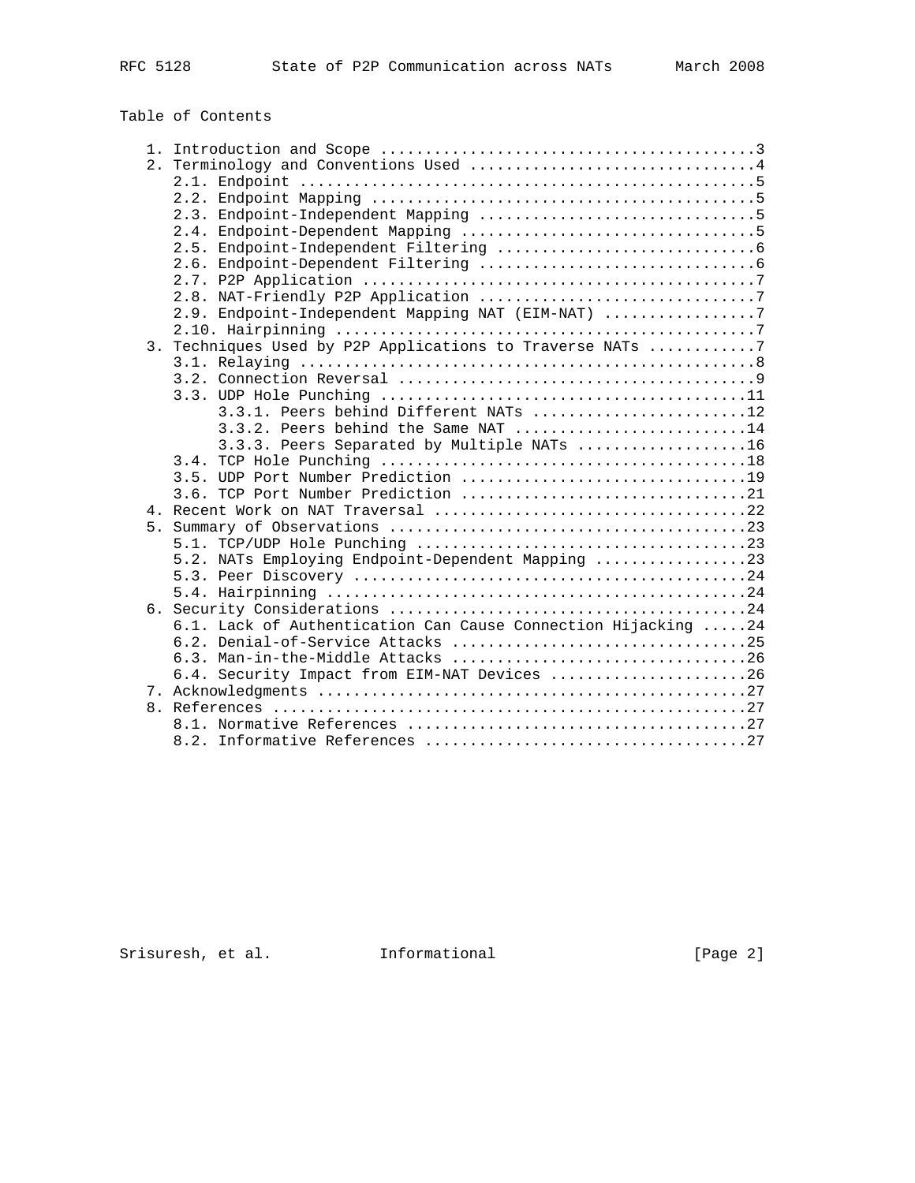# Table of Contents

```
   1. Introduction and Scope ..........................................3
   2. Terminology and Conventions Used ................................4
      2.1. Endpoint ...................................................5
      2.2. Endpoint Mapping ...........................................5
      2.3. Endpoint-Independent Mapping ...............................5
      2.4. Endpoint-Dependent Mapping .................................5
      2.5. Endpoint-Independent Filtering .............................6
      2.6. Endpoint-Dependent Filtering ...............................6
      2.7. P2P Application ............................................7
      2.8. NAT-Friendly P2P Application ...............................7
      2.9. Endpoint-Independent Mapping NAT (EIM-NAT) .................7
      2.10. Hairpinning ...............................................7
   3. Techniques Used by P2P Applications to Traverse NATs ............7
      3.1. Relaying ...................................................8
      3.2. Connection Reversal ........................................9
      3.3. UDP Hole Punching .........................................11
           3.3.1. Peers behind Different NATs ........................12
           3.3.2. Peers behind the Same NAT ..........................14
           3.3.3. Peers Separated by Multiple NATs ...................16
      3.4. TCP Hole Punching .........................................18
      3.5. UDP Port Number Prediction ................................19
      3.6. TCP Port Number Prediction ................................21
   4. Recent Work on NAT Traversal ...................................22
   5. Summary of Observations ........................................23
      5.1. TCP/UDP Hole Punching .....................................23
      5.2. NATs Employing Endpoint-Dependent Mapping .................23
      5.3. Peer Discovery ............................................24
      5.4. Hairpinning ...............................................24
   6. Security Considerations ........................................24
      6.1. Lack of Authentication Can Cause Connection Hijacking .....24
      6.2. Denial-of-Service Attacks .................................25
      6.3. Man-in-the-Middle Attacks .................................26
      6.4. Security Impact from EIM-NAT Devices ......................26
   7. Acknowledgments ................................................27
   8. References .....................................................27
      8.1. Normative References ......................................27
      8.2. Informative References ....................................27
```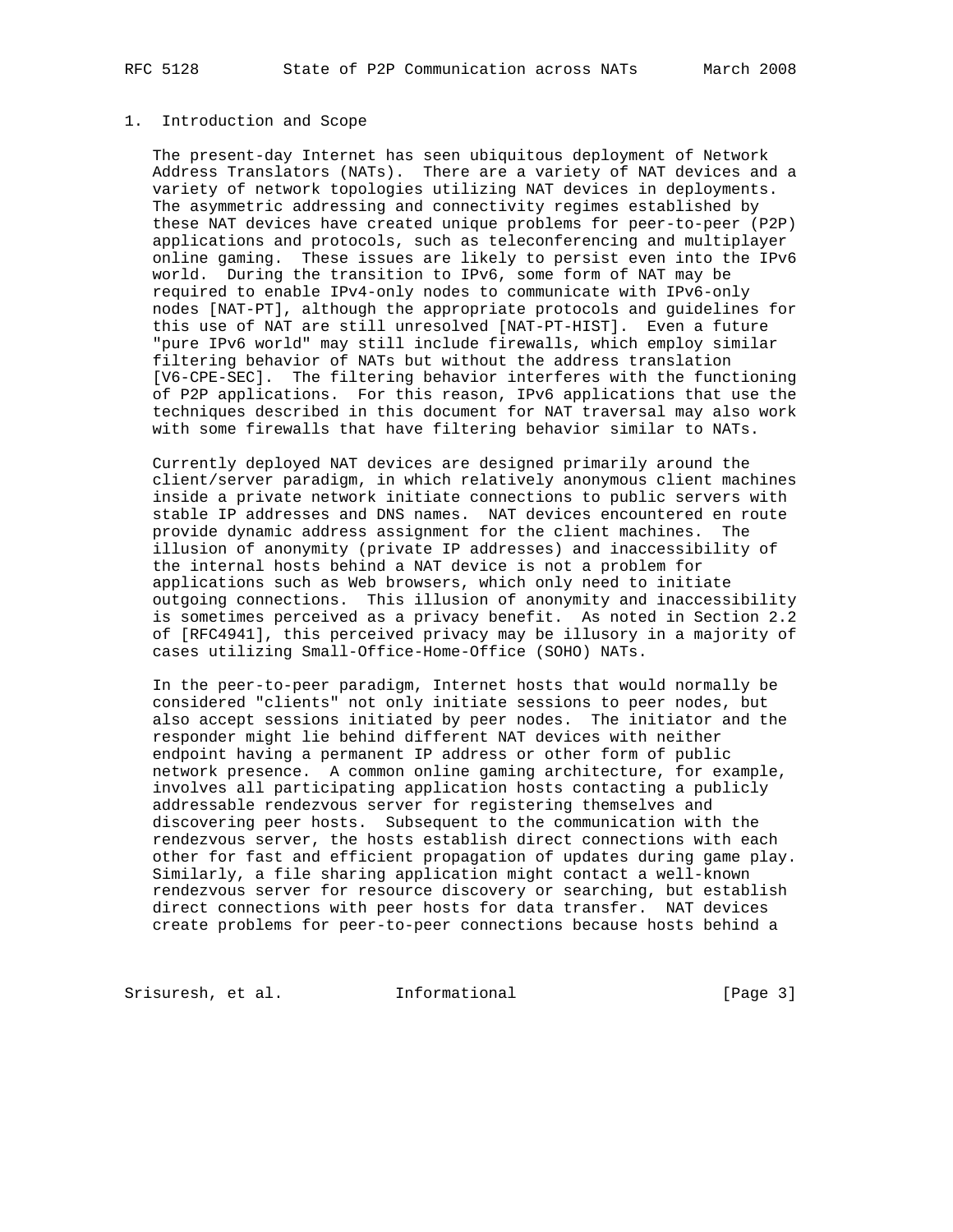## 1. Introduction and Scope

The present-day Internet has seen ubiquitous deployment of Network Address Translators (NATs). There are a variety of NAT devices and a variety of network topologies utilizing NAT devices in deployments. The asymmetric addressing and connectivity regimes established by these NAT devices have created unique problems for peer-to-peer (P2P) applications and protocols, such as teleconferencing and multiplayer online gaming. These issues are likely to persist even into the IPv6 world. During the transition to IPv6, some form of NAT may be required to enable IPv4-only nodes to communicate with IPv6-only nodes [NAT-PT], although the appropriate protocols and guidelines for this use of NAT are still unresolved [NAT-PT-HIST]. Even a future "pure IPv6 world" may still include firewalls, which employ similar filtering behavior of NATs but without the address translation [V6-CPE-SEC]. The filtering behavior interferes with the functioning of P2P applications. For this reason, IPv6 applications that use the techniques described in this document for NAT traversal may also work with some firewalls that have filtering behavior similar to NATs.

Currently deployed NAT devices are designed primarily around the client/server paradigm, in which relatively anonymous client machines inside a private network initiate connections to public servers with stable IP addresses and DNS names. NAT devices encountered en route provide dynamic address assignment for the client machines. The illusion of anonymity (private IP addresses) and inaccessibility of the internal hosts behind a NAT device is not a problem for applications such as Web browsers, which only need to initiate outgoing connections. This illusion of anonymity and inaccessibility is sometimes perceived as a privacy benefit. As noted in Section 2.2 of [RFC4941], this perceived privacy may be illusory in a majority of cases utilizing Small-Office-Home-Office (SOHO) NATs.

In the peer-to-peer paradigm, Internet hosts that would normally be considered "clients" not only initiate sessions to peer nodes, but also accept sessions initiated by peer nodes. The initiator and the responder might lie behind different NAT devices with neither endpoint having a permanent IP address or other form of public network presence. A common online gaming architecture, for example, involves all participating application hosts contacting a publicly addressable rendezvous server for registering themselves and discovering peer hosts. Subsequent to the communication with the rendezvous server, the hosts establish direct connections with each other for fast and efficient propagation of updates during game play. Similarly, a file sharing application might contact a well-known rendezvous server for resource discovery or searching, but establish direct connections with peer hosts for data transfer. NAT devices create problems for peer-to-peer connections because hosts behind a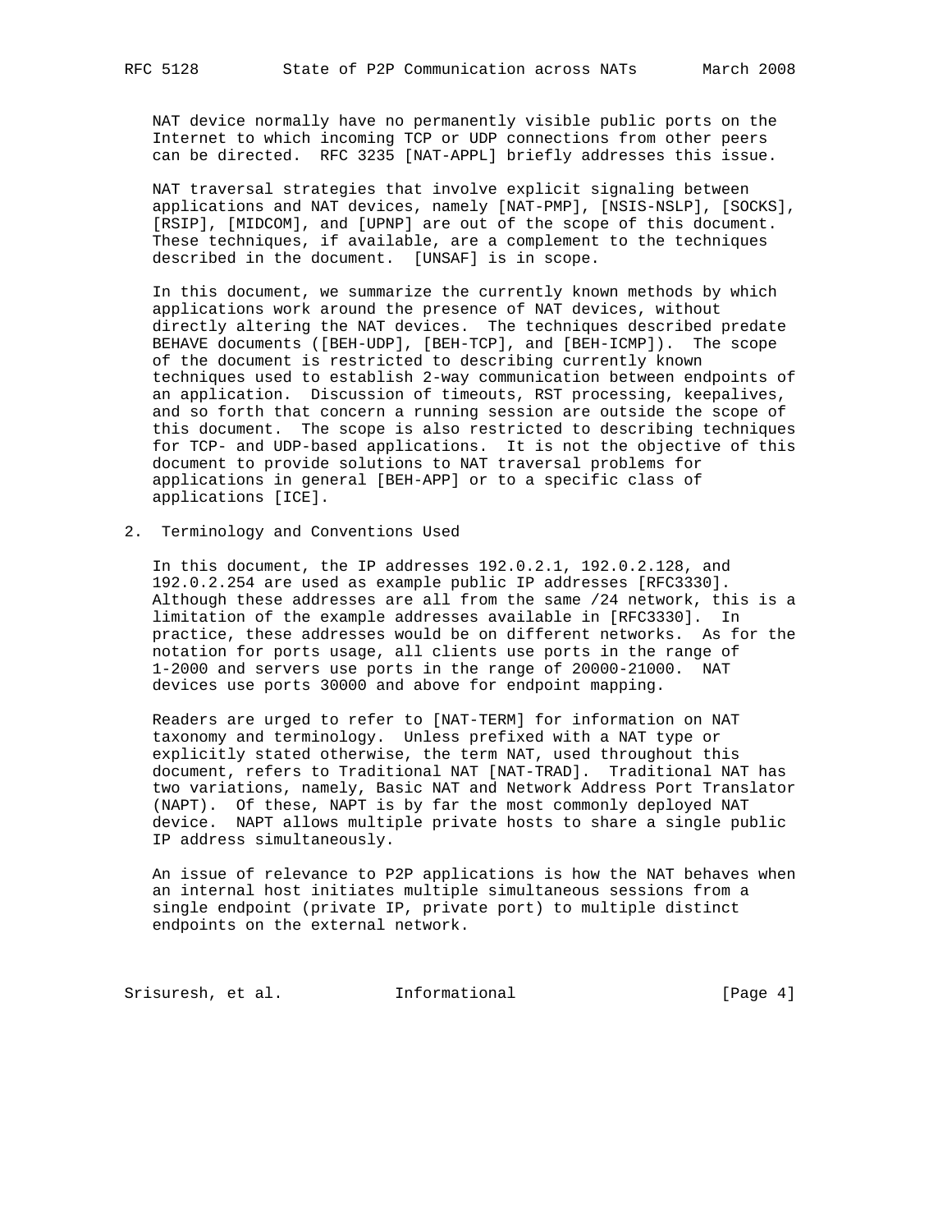NAT device normally have no permanently visible public ports on the Internet to which incoming TCP or UDP connections from other peers can be directed. RFC 3235 [NAT-APPL] briefly addresses this issue.

NAT traversal strategies that involve explicit signaling between applications and NAT devices, namely [NAT-PMP], [NSIS-NSLP], [SOCKS], [RSIP], [MIDCOM], and [UPNP] are out of the scope of this document. These techniques, if available, are a complement to the techniques described in the document. [UNSAF] is in scope.

In this document, we summarize the currently known methods by which applications work around the presence of NAT devices, without directly altering the NAT devices. The techniques described predate BEHAVE documents ([BEH-UDP], [BEH-TCP], and [BEH-ICMP]). The scope of the document is restricted to describing currently known techniques used to establish 2-way communication between endpoints of an application. Discussion of timeouts, RST processing, keepalives, and so forth that concern a running session are outside the scope of this document. The scope is also restricted to describing techniques for TCP- and UDP-based applications. It is not the objective of this document to provide solutions to NAT traversal problems for applications in general [BEH-APP] or to a specific class of applications [ICE].

## 2. Terminology and Conventions Used

In this document, the IP addresses 192.0.2.1, 192.0.2.128, and 192.0.2.254 are used as example public IP addresses [RFC3330]. Although these addresses are all from the same /24 network, this is a limitation of the example addresses available in [RFC3330]. In practice, these addresses would be on different networks. As for the notation for ports usage, all clients use ports in the range of 1-2000 and servers use ports in the range of 20000-21000. NAT devices use ports 30000 and above for endpoint mapping.

Readers are urged to refer to [NAT-TERM] for information on NAT taxonomy and terminology. Unless prefixed with a NAT type or explicitly stated otherwise, the term NAT, used throughout this document, refers to Traditional NAT [NAT-TRAD]. Traditional NAT has two variations, namely, Basic NAT and Network Address Port Translator (NAPT). Of these, NAPT is by far the most commonly deployed NAT device. NAPT allows multiple private hosts to share a single public IP address simultaneously.

An issue of relevance to P2P applications is how the NAT behaves when an internal host initiates multiple simultaneous sessions from a single endpoint (private IP, private port) to multiple distinct endpoints on the external network.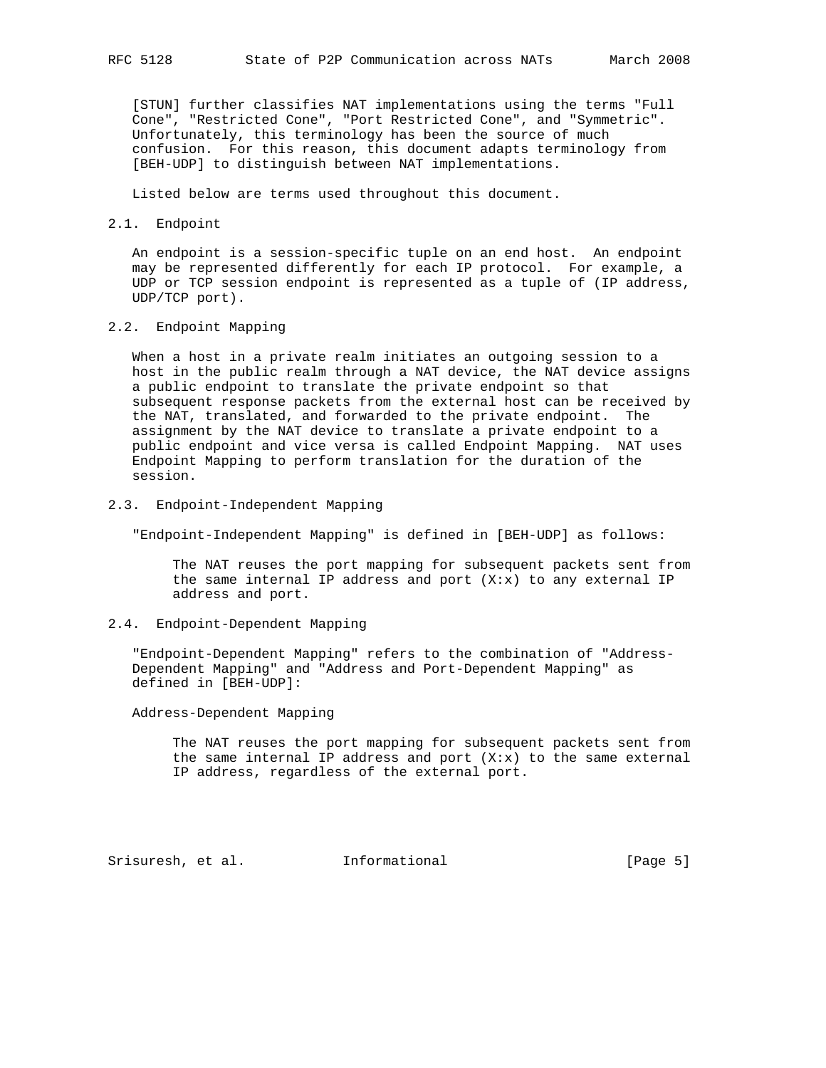[STUN] further classifies NAT implementations using the terms "Full Cone", "Restricted Cone", "Port Restricted Cone", and "Symmetric". Unfortunately, this terminology has been the source of much confusion. For this reason, this document adapts terminology from [BEH-UDP] to distinguish between NAT implementations.

Listed below are terms used throughout this document.

## 2.1. Endpoint

An endpoint is a session-specific tuple on an end host. An endpoint may be represented differently for each IP protocol. For example, a UDP or TCP session endpoint is represented as a tuple of (IP address, UDP/TCP port).

## 2.2. Endpoint Mapping

When a host in a private realm initiates an outgoing session to a host in the public realm through a NAT device, the NAT device assigns a public endpoint to translate the private endpoint so that subsequent response packets from the external host can be received by the NAT, translated, and forwarded to the private endpoint. The assignment by the NAT device to translate a private endpoint to a public endpoint and vice versa is called Endpoint Mapping. NAT uses Endpoint Mapping to perform translation for the duration of the session.

## 2.3. Endpoint-Independent Mapping

"Endpoint-Independent Mapping" is defined in [BEH-UDP] as follows:

> The NAT reuses the port mapping for subsequent packets sent from the same internal IP address and port (X:x) to any external IP address and port.

## 2.4. Endpoint-Dependent Mapping

"Endpoint-Dependent Mapping" refers to the combination of "Address-Dependent Mapping" and "Address and Port-Dependent Mapping" as defined in [BEH-UDP]:

Address-Dependent Mapping

> The NAT reuses the port mapping for subsequent packets sent from the same internal IP address and port (X:x) to the same external IP address, regardless of the external port.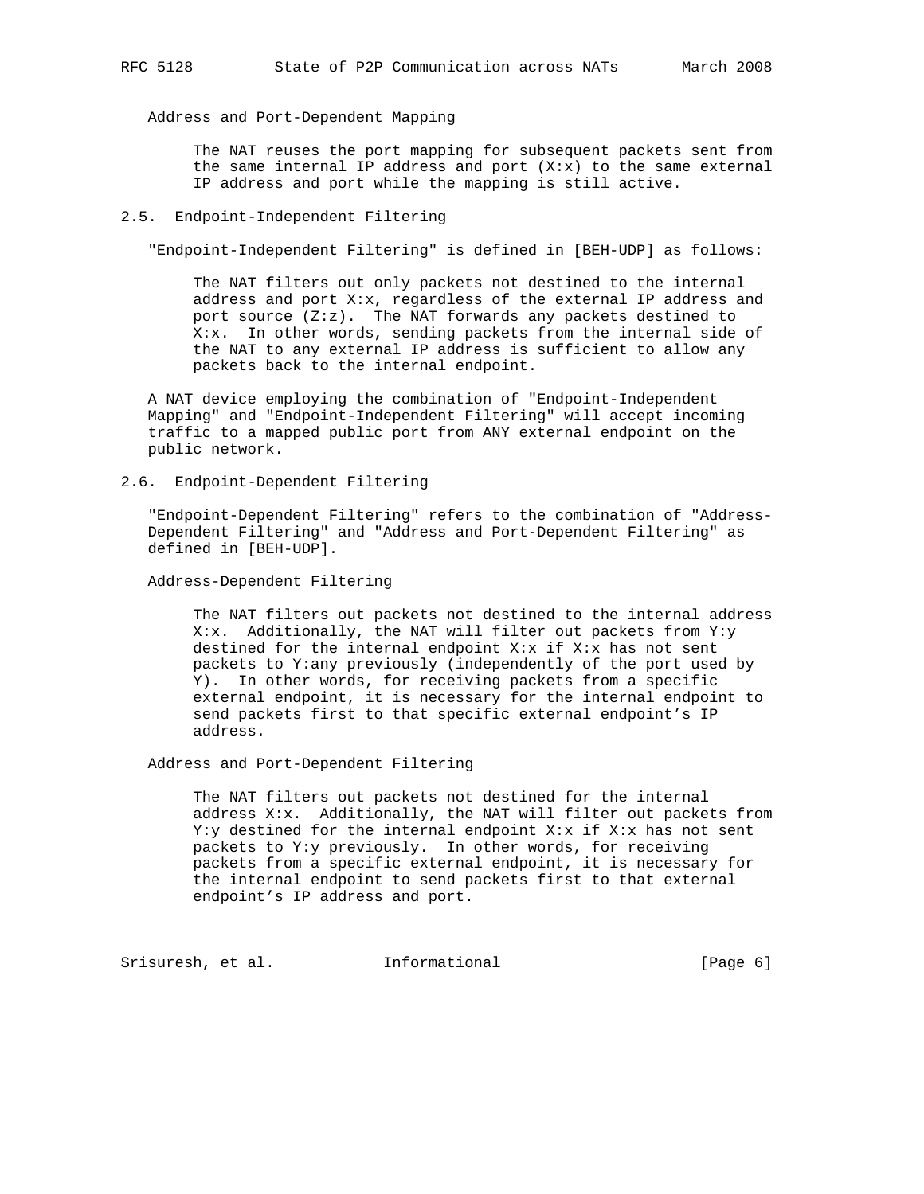Address and Port-Dependent Mapping

> The NAT reuses the port mapping for subsequent packets sent from the same internal IP address and port (X:x) to the same external IP address and port while the mapping is still active.

## 2.5. Endpoint-Independent Filtering

"Endpoint-Independent Filtering" is defined in [BEH-UDP] as follows:

> The NAT filters out only packets not destined to the internal address and port X:x, regardless of the external IP address and port source (Z:z). The NAT forwards any packets destined to X:x. In other words, sending packets from the internal side of the NAT to any external IP address is sufficient to allow any packets back to the internal endpoint.

A NAT device employing the combination of "Endpoint-Independent Mapping" and "Endpoint-Independent Filtering" will accept incoming traffic to a mapped public port from ANY external endpoint on the public network.

## 2.6. Endpoint-Dependent Filtering

"Endpoint-Dependent Filtering" refers to the combination of "Address-Dependent Filtering" and "Address and Port-Dependent Filtering" as defined in [BEH-UDP].

Address-Dependent Filtering

> The NAT filters out packets not destined to the internal address X:x. Additionally, the NAT will filter out packets from Y:y destined for the internal endpoint X:x if X:x has not sent packets to Y:any previously (independently of the port used by Y). In other words, for receiving packets from a specific external endpoint, it is necessary for the internal endpoint to send packets first to that specific external endpoint's IP address.

Address and Port-Dependent Filtering

> The NAT filters out packets not destined for the internal address X:x. Additionally, the NAT will filter out packets from Y:y destined for the internal endpoint X:x if X:x has not sent packets to Y:y previously. In other words, for receiving packets from a specific external endpoint, it is necessary for the internal endpoint to send packets first to that external endpoint's IP address and port.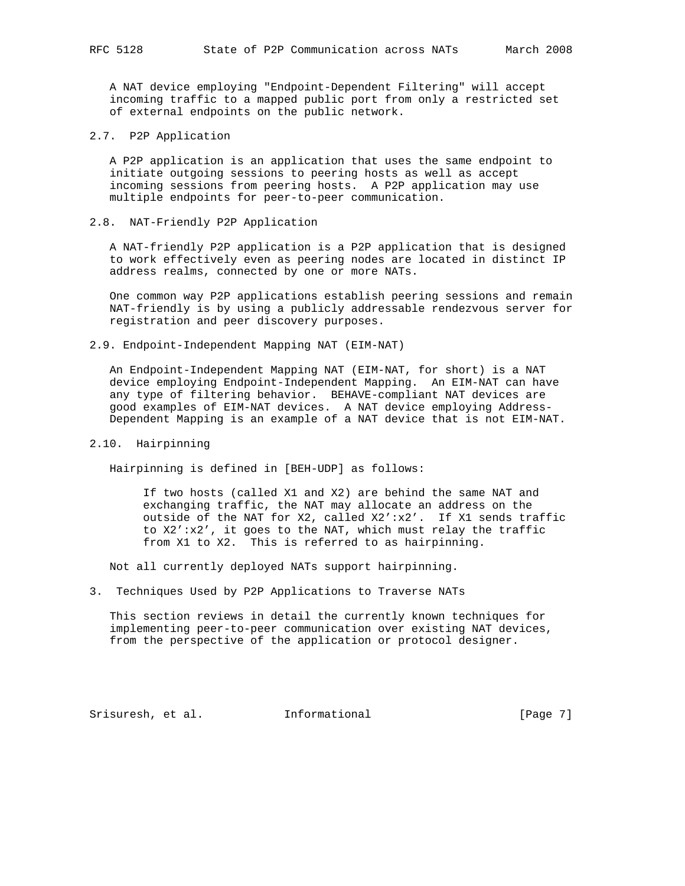A NAT device employing "Endpoint-Dependent Filtering" will accept incoming traffic to a mapped public port from only a restricted set of external endpoints on the public network.

### 2.7. P2P Application

A P2P application is an application that uses the same endpoint to initiate outgoing sessions to peering hosts as well as accept incoming sessions from peering hosts. A P2P application may use multiple endpoints for peer-to-peer communication.

### 2.8. NAT-Friendly P2P Application

A NAT-friendly P2P application is a P2P application that is designed to work effectively even as peering nodes are located in distinct IP address realms, connected by one or more NATs.

One common way P2P applications establish peering sessions and remain NAT-friendly is by using a publicly addressable rendezvous server for registration and peer discovery purposes.

### 2.9. Endpoint-Independent Mapping NAT (EIM-NAT)

An Endpoint-Independent Mapping NAT (EIM-NAT, for short) is a NAT device employing Endpoint-Independent Mapping. An EIM-NAT can have any type of filtering behavior. BEHAVE-compliant NAT devices are good examples of EIM-NAT devices. A NAT device employing Address-Dependent Mapping is an example of a NAT device that is not EIM-NAT.

### 2.10. Hairpinning

Hairpinning is defined in [BEH-UDP] as follows:

> If two hosts (called X1 and X2) are behind the same NAT and exchanging traffic, the NAT may allocate an address on the outside of the NAT for X2, called X2':x2'. If X1 sends traffic to X2':x2', it goes to the NAT, which must relay the traffic from X1 to X2. This is referred to as hairpinning.

Not all currently deployed NATs support hairpinning.

## 3. Techniques Used by P2P Applications to Traverse NATs

This section reviews in detail the currently known techniques for implementing peer-to-peer communication over existing NAT devices, from the perspective of the application or protocol designer.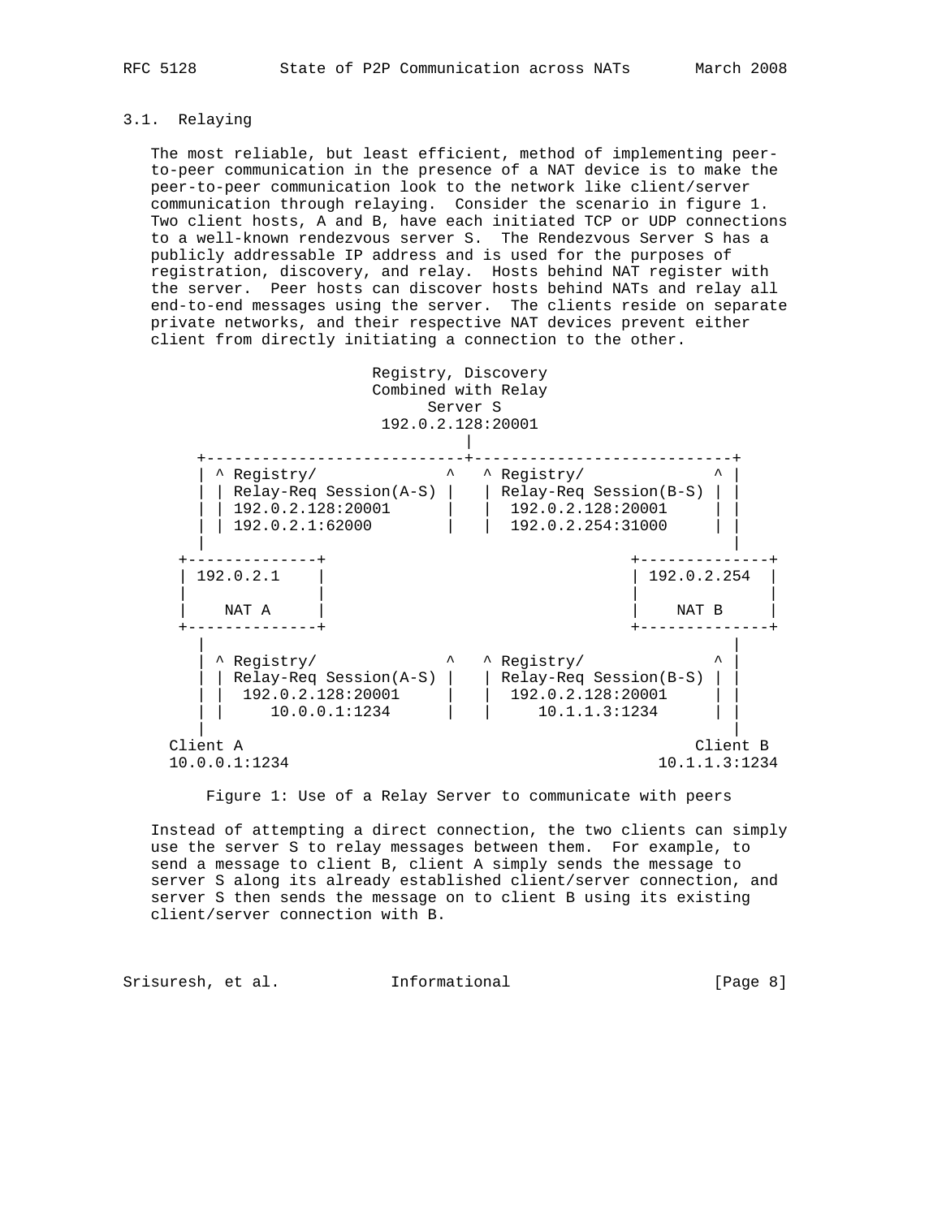## 3.1. Relaying

The most reliable, but least efficient, method of implementing peer-to-peer communication in the presence of a NAT device is to make the peer-to-peer communication look to the network like client/server communication through relaying. Consider the scenario in figure 1. Two client hosts, A and B, have each initiated TCP or UDP connections to a well-known rendezvous server S. The Rendezvous Server S has a publicly addressable IP address and is used for the purposes of registration, discovery, and relay. Hosts behind NAT register with the server. Peer hosts can discover hosts behind NATs and relay all end-to-end messages using the server. The clients reside on separate private networks, and their respective NAT devices prevent either client from directly initiating a connection to the other.

```
                           Registry, Discovery
                           Combined with Relay
                                Server S
                            192.0.2.128:20001
                                    |
      +----------------------------+----------------------------+
      | ^ Registry/              ^   ^ Registry/              ^ |
      | | Relay-Req Session(A-S) |   | Relay-Req Session(B-S) | |
      | | 192.0.2.128:20001      |   |  192.0.2.128:20001     | |
      | | 192.0.2.1:62000        |   |  192.0.2.254:31000     | |
      |                                                         |
    +--------------+                                 +--------------+
    | 192.0.2.1    |                                 | 192.0.2.254  |
    |              |                                 |              |
    |    NAT A     |                                 |    NAT B     |
    +--------------+                                 +--------------+
      |                                                         |
      | ^ Registry/              ^   ^ Registry/              ^ |
      | | Relay-Req Session(A-S) |   | Relay-Req Session(B-S) | |
      | |  192.0.2.128:20001     |   |  192.0.2.128:20001     | |
      | |     10.0.0.1:1234      |   |     10.1.1.3:1234      | |
      |                                                         |
   Client A                                                  Client B
   10.0.0.1:1234                                        10.1.1.3:1234
```

Figure 1: Use of a Relay Server to communicate with peers

Instead of attempting a direct connection, the two clients can simply use the server S to relay messages between them. For example, to send a message to client B, client A simply sends the message to server S along its already established client/server connection, and server S then sends the message on to client B using its existing client/server connection with B.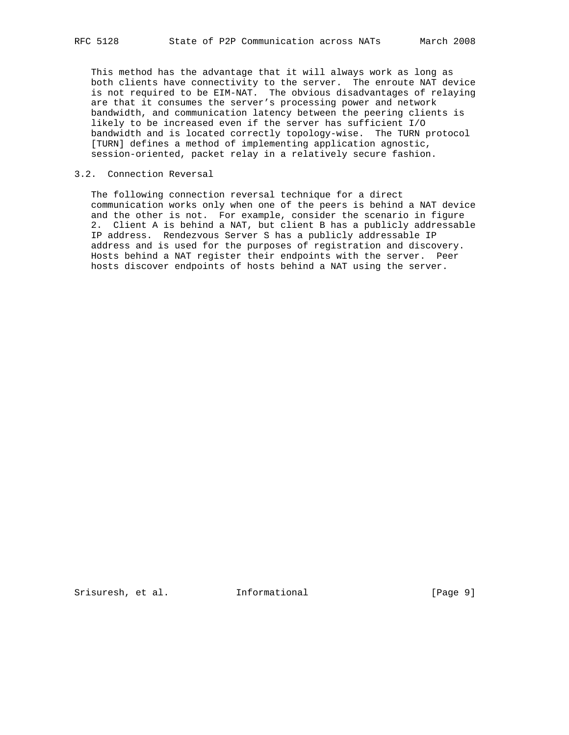This method has the advantage that it will always work as long as both clients have connectivity to the server. The enroute NAT device is not required to be EIM-NAT. The obvious disadvantages of relaying are that it consumes the server's processing power and network bandwidth, and communication latency between the peering clients is likely to be increased even if the server has sufficient I/O bandwidth and is located correctly topology-wise. The TURN protocol [TURN] defines a method of implementing application agnostic, session-oriented, packet relay in a relatively secure fashion.

## 3.2. Connection Reversal

The following connection reversal technique for a direct communication works only when one of the peers is behind a NAT device and the other is not. For example, consider the scenario in figure 2. Client A is behind a NAT, but client B has a publicly addressable IP address. Rendezvous Server S has a publicly addressable IP address and is used for the purposes of registration and discovery. Hosts behind a NAT register their endpoints with the server. Peer hosts discover endpoints of hosts behind a NAT using the server.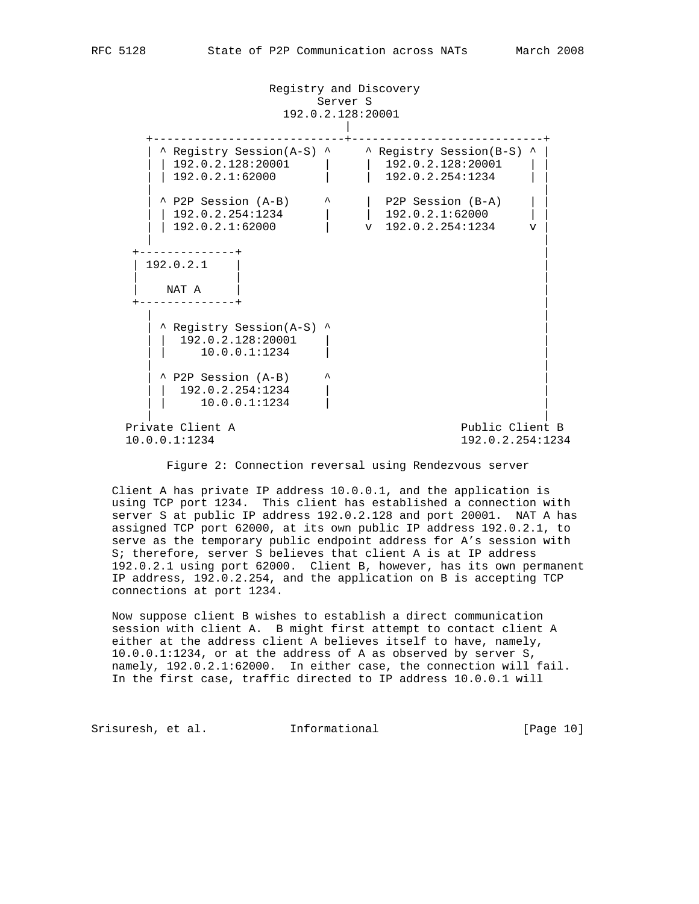```
                          Registry and Discovery
                                 Server S
                             192.0.2.128:20001
                                     |
       +-----------------------------+----------------------------+
       | ^ Registry Session(A-S) ^     ^ Registry Session(B-S) ^ |
       | | 192.0.2.128:20001     |     |  192.0.2.128:20001    | |
       | | 192.0.2.1:62000       |     |  192.0.2.254:1234     | |
       |                                                         |
       | ^ P2P Session (A-B)     ^     |  P2P Session (B-A)    | |
       | | 192.0.2.254:1234      |     |  192.0.2.1:62000      | |
       | | 192.0.2.1:62000       |     v  192.0.2.254:1234     v |
       |                                                         |
     +--------------+                                            |
     | 192.0.2.1    |                                            |
     |              |                                            |
     |    NAT A     |                                            |
     +--------------+                                            |
       |                                                         |
       | ^ Registry Session(A-S) ^                               |
       | |  192.0.2.128:20001    |                               |
       | |     10.0.0.1:1234     |                               |
       |                                                         |
       | ^ P2P Session (A-B)     ^                               |
       | |  192.0.2.254:1234     |                               |
       | |     10.0.0.1:1234     |                               |
       |                                                         |
    Private Client A                                 Public Client B
    10.0.0.1:1234                                    192.0.2.254:1234
```

Figure 2: Connection reversal using Rendezvous server

Client A has private IP address 10.0.0.1, and the application is using TCP port 1234. This client has established a connection with server S at public IP address 192.0.2.128 and port 20001. NAT A has assigned TCP port 62000, at its own public IP address 192.0.2.1, to serve as the temporary public endpoint address for A's session with S; therefore, server S believes that client A is at IP address 192.0.2.1 using port 62000. Client B, however, has its own permanent IP address, 192.0.2.254, and the application on B is accepting TCP connections at port 1234.

Now suppose client B wishes to establish a direct communication session with client A. B might first attempt to contact client A either at the address client A believes itself to have, namely, 10.0.0.1:1234, or at the address of A as observed by server S, namely, 192.0.2.1:62000. In either case, the connection will fail. In the first case, traffic directed to IP address 10.0.0.1 will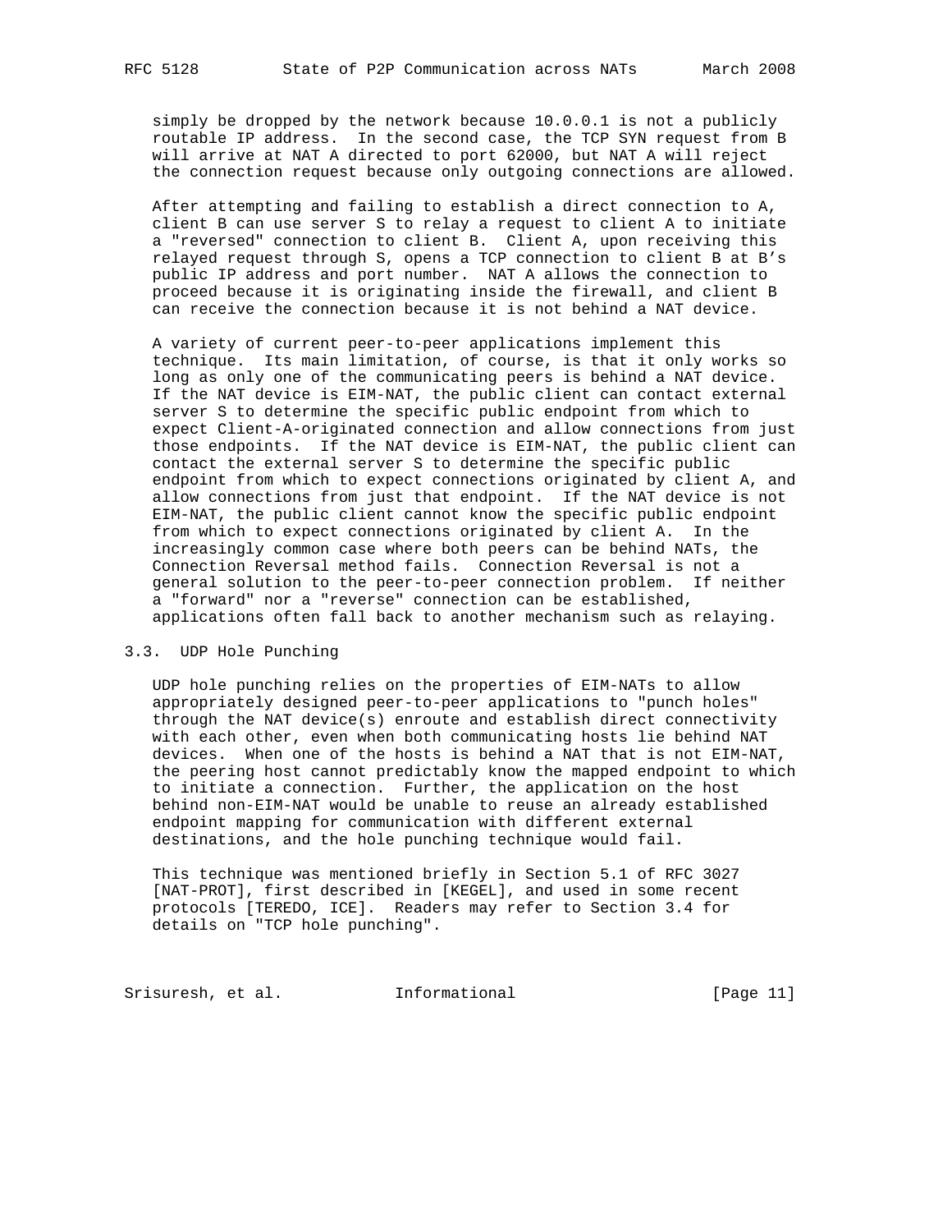simply be dropped by the network because 10.0.0.1 is not a publicly routable IP address. In the second case, the TCP SYN request from B will arrive at NAT A directed to port 62000, but NAT A will reject the connection request because only outgoing connections are allowed.

After attempting and failing to establish a direct connection to A, client B can use server S to relay a request to client A to initiate a "reversed" connection to client B. Client A, upon receiving this relayed request through S, opens a TCP connection to client B at B's public IP address and port number. NAT A allows the connection to proceed because it is originating inside the firewall, and client B can receive the connection because it is not behind a NAT device.

A variety of current peer-to-peer applications implement this technique. Its main limitation, of course, is that it only works so long as only one of the communicating peers is behind a NAT device. If the NAT device is EIM-NAT, the public client can contact external server S to determine the specific public endpoint from which to expect Client-A-originated connection and allow connections from just those endpoints. If the NAT device is EIM-NAT, the public client can contact the external server S to determine the specific public endpoint from which to expect connections originated by client A, and allow connections from just that endpoint. If the NAT device is not EIM-NAT, the public client cannot know the specific public endpoint from which to expect connections originated by client A. In the increasingly common case where both peers can be behind NATs, the Connection Reversal method fails. Connection Reversal is not a general solution to the peer-to-peer connection problem. If neither a "forward" nor a "reverse" connection can be established, applications often fall back to another mechanism such as relaying.

### 3.3. UDP Hole Punching

UDP hole punching relies on the properties of EIM-NATs to allow appropriately designed peer-to-peer applications to "punch holes" through the NAT device(s) enroute and establish direct connectivity with each other, even when both communicating hosts lie behind NAT devices. When one of the hosts is behind a NAT that is not EIM-NAT, the peering host cannot predictably know the mapped endpoint to which to initiate a connection. Further, the application on the host behind non-EIM-NAT would be unable to reuse an already established endpoint mapping for communication with different external destinations, and the hole punching technique would fail.

This technique was mentioned briefly in Section 5.1 of RFC 3027 [NAT-PROT], first described in [KEGEL], and used in some recent protocols [TEREDO, ICE]. Readers may refer to Section 3.4 for details on "TCP hole punching".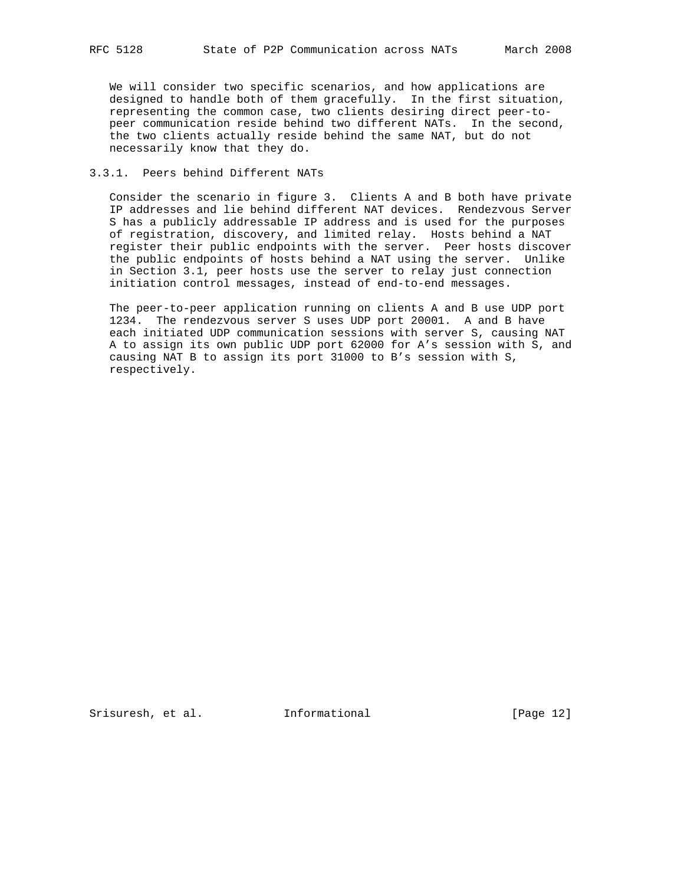We will consider two specific scenarios, and how applications are designed to handle both of them gracefully. In the first situation, representing the common case, two clients desiring direct peer-to-peer communication reside behind two different NATs. In the second, the two clients actually reside behind the same NAT, but do not necessarily know that they do.

### 3.3.1. Peers behind Different NATs

Consider the scenario in figure 3. Clients A and B both have private IP addresses and lie behind different NAT devices. Rendezvous Server S has a publicly addressable IP address and is used for the purposes of registration, discovery, and limited relay. Hosts behind a NAT register their public endpoints with the server. Peer hosts discover the public endpoints of hosts behind a NAT using the server. Unlike in Section 3.1, peer hosts use the server to relay just connection initiation control messages, instead of end-to-end messages.

The peer-to-peer application running on clients A and B use UDP port 1234. The rendezvous server S uses UDP port 20001. A and B have each initiated UDP communication sessions with server S, causing NAT A to assign its own public UDP port 62000 for A's session with S, and causing NAT B to assign its port 31000 to B's session with S, respectively.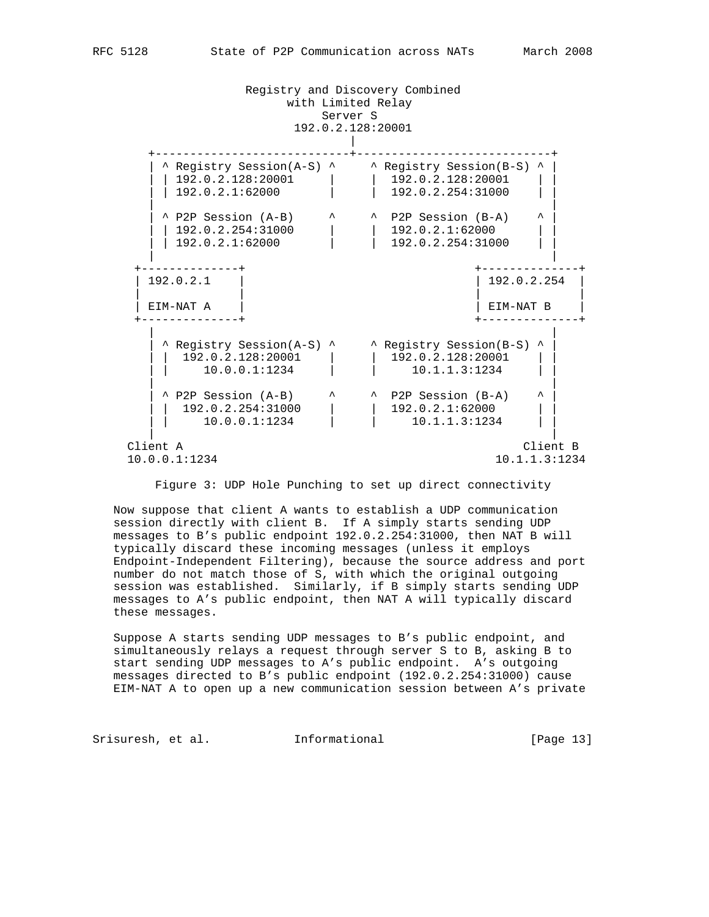```
                    Registry and Discovery Combined
                           with Limited Relay
                                Server S
                            192.0.2.128:20001
                                    |
     +----------------------------+----------------------------+
     | ^ Registry Session(A-S) ^     ^ Registry Session(B-S) ^ |
     | | 192.0.2.128:20001     |     |  192.0.2.128:20001    | |
     | | 192.0.2.1:62000       |     |  192.0.2.254:31000    | |
     |                                                         |
     | ^ P2P Session (A-B)     ^     ^  P2P Session (B-A)    ^ |
     | | 192.0.2.254:31000     |     |  192.0.2.1:62000      | |
     | | 192.0.2.1:62000       |     |  192.0.2.254:31000    | |
     |                                                         |
   +--------------+                                 +--------------+
   | 192.0.2.1    |                                 | 192.0.2.254  |
   |              |                                 |              |
   | EIM-NAT A    |                                 | EIM-NAT B    |
   +--------------+                                 +--------------+
     |                                                         |
     | ^ Registry Session(A-S) ^     ^ Registry Session(B-S) ^ |
     | |  192.0.2.128:20001    |     |  192.0.2.128:20001    | |
     | |     10.0.0.1:1234     |     |     10.1.1.3:1234     | |
     |                                                         |
     | ^ P2P Session (A-B)     ^     ^  P2P Session (B-A)    ^ |
     | |  192.0.2.254:31000    |     |  192.0.2.1:62000      | |
     | |     10.0.0.1:1234     |     |     10.1.1.3:1234     | |
     |                                                         |
   Client A                                                Client B
   10.0.0.1:1234                                      10.1.1.3:1234
```

Figure 3: UDP Hole Punching to set up direct connectivity

Now suppose that client A wants to establish a UDP communication session directly with client B. If A simply starts sending UDP messages to B's public endpoint 192.0.2.254:31000, then NAT B will typically discard these incoming messages (unless it employs Endpoint-Independent Filtering), because the source address and port number do not match those of S, with which the original outgoing session was established. Similarly, if B simply starts sending UDP messages to A's public endpoint, then NAT A will typically discard these messages.

Suppose A starts sending UDP messages to B's public endpoint, and simultaneously relays a request through server S to B, asking B to start sending UDP messages to A's public endpoint. A's outgoing messages directed to B's public endpoint (192.0.2.254:31000) cause EIM-NAT A to open up a new communication session between A's private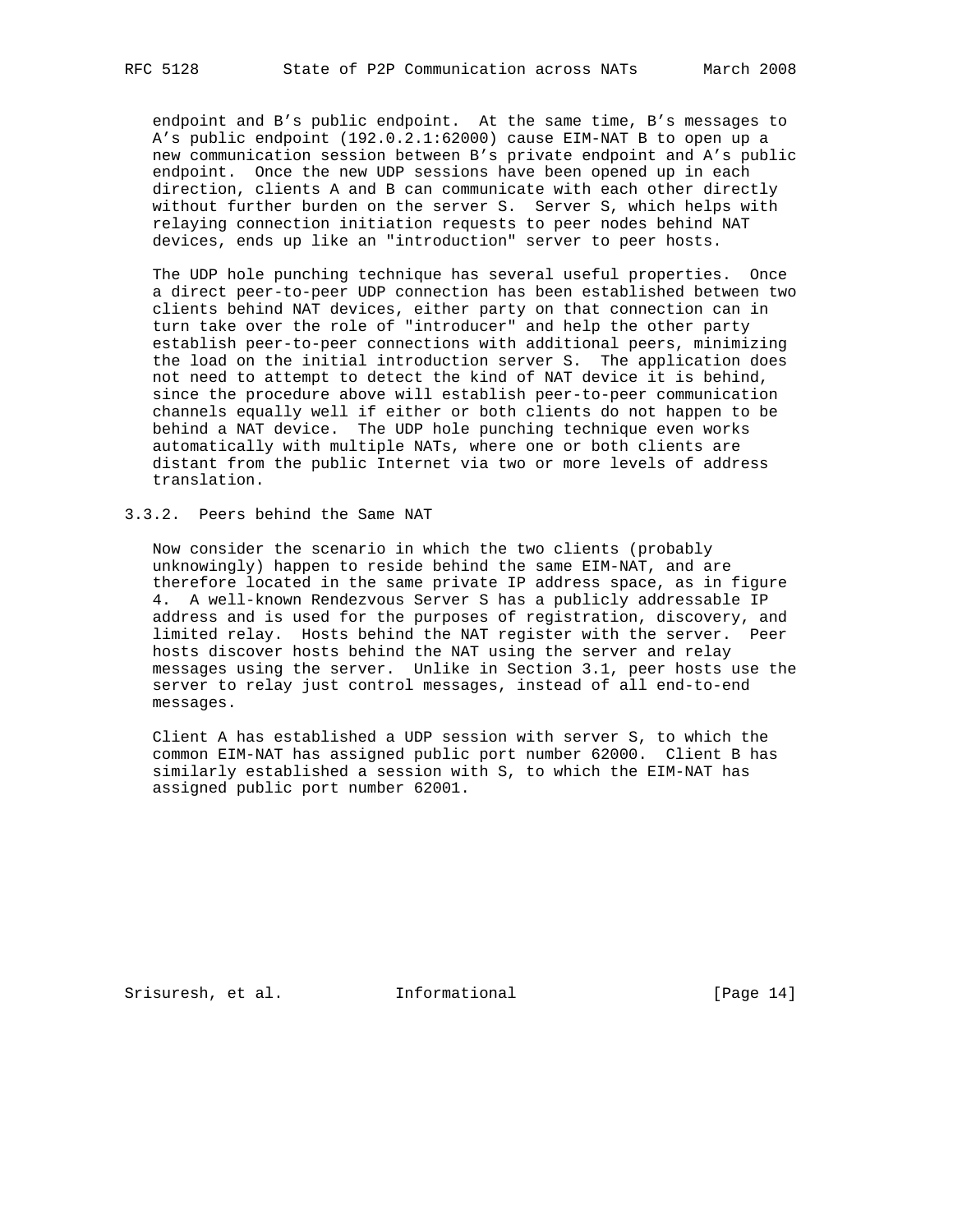endpoint and B's public endpoint. At the same time, B's messages to A's public endpoint (192.0.2.1:62000) cause EIM-NAT B to open up a new communication session between B's private endpoint and A's public endpoint. Once the new UDP sessions have been opened up in each direction, clients A and B can communicate with each other directly without further burden on the server S. Server S, which helps with relaying connection initiation requests to peer nodes behind NAT devices, ends up like an "introduction" server to peer hosts.

The UDP hole punching technique has several useful properties. Once a direct peer-to-peer UDP connection has been established between two clients behind NAT devices, either party on that connection can in turn take over the role of "introducer" and help the other party establish peer-to-peer connections with additional peers, minimizing the load on the initial introduction server S. The application does not need to attempt to detect the kind of NAT device it is behind, since the procedure above will establish peer-to-peer communication channels equally well if either or both clients do not happen to be behind a NAT device. The UDP hole punching technique even works automatically with multiple NATs, where one or both clients are distant from the public Internet via two or more levels of address translation.

### 3.3.2. Peers behind the Same NAT

Now consider the scenario in which the two clients (probably unknowingly) happen to reside behind the same EIM-NAT, and are therefore located in the same private IP address space, as in figure 4. A well-known Rendezvous Server S has a publicly addressable IP address and is used for the purposes of registration, discovery, and limited relay. Hosts behind the NAT register with the server. Peer hosts discover hosts behind the NAT using the server and relay messages using the server. Unlike in Section 3.1, peer hosts use the server to relay just control messages, instead of all end-to-end messages.

Client A has established a UDP session with server S, to which the common EIM-NAT has assigned public port number 62000. Client B has similarly established a session with S, to which the EIM-NAT has assigned public port number 62001.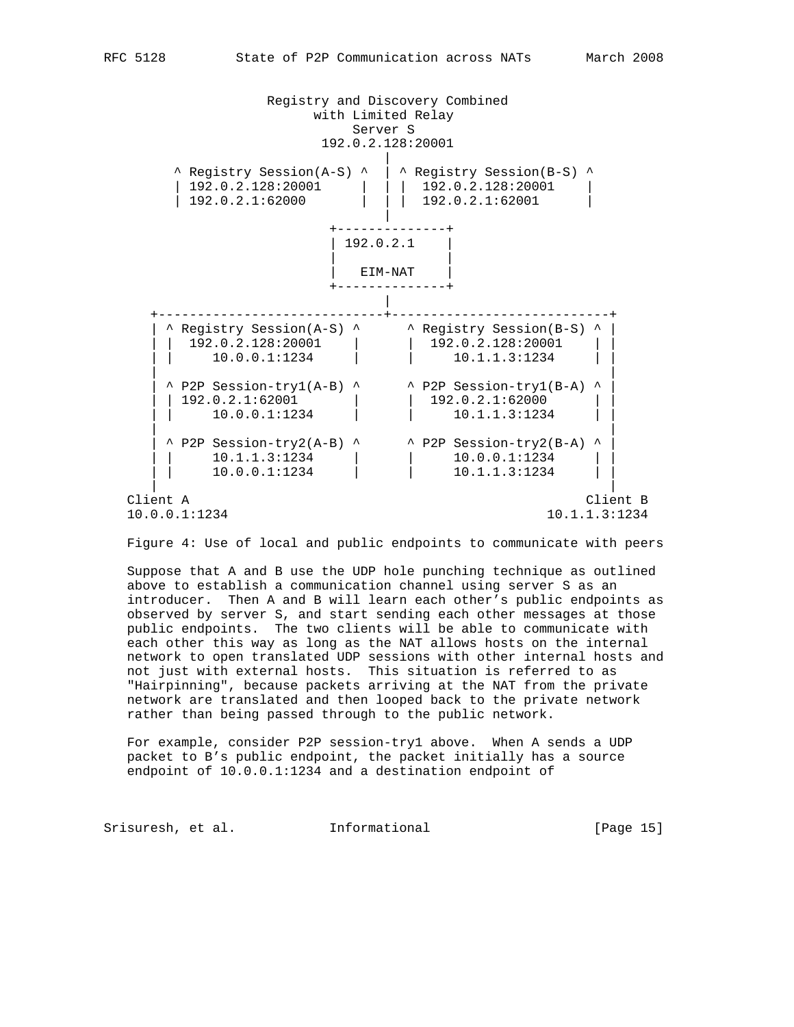```
                    Registry and Discovery Combined
                          with Limited Relay
                               Server S
                           192.0.2.128:20001
                                   |
       ^ Registry Session(A-S) ^   | ^ Registry Session(B-S) ^
       | 192.0.2.128:20001     |   | |  192.0.2.128:20001    |
       | 192.0.2.1:62000       |   | |  192.0.2.1:62001      |
                                   |
                            +--------------+
                            | 192.0.2.1    |
                            |              |
                            |   EIM-NAT    |
                            +--------------+
                                   |
     +-----------------------------+----------------------------+
     | ^ Registry Session(A-S) ^      ^ Registry Session(B-S) ^ |
     | |  192.0.2.128:20001    |      |  192.0.2.128:20001    | |
     | |     10.0.0.1:1234     |      |     10.1.1.3:1234     | |
     |                                                          |
     | ^ P2P Session-try1(A-B) ^      ^ P2P Session-try1(B-A) ^ |
     | | 192.0.2.1:62001       |      |  192.0.2.1:62000      | |
     | |     10.0.0.1:1234     |      |     10.1.1.3:1234     | |
     |                                                          |
     | ^ P2P Session-try2(A-B) ^      ^ P2P Session-try2(B-A) ^ |
     | |     10.1.1.3:1234     |      |     10.0.0.1:1234     | |
     | |     10.0.0.1:1234     |      |     10.1.1.3:1234     | |
     |                                                          |
   Client A                                                  Client B
   10.0.0.1:1234                                        10.1.1.3:1234
```

Figure 4: Use of local and public endpoints to communicate with peers

Suppose that A and B use the UDP hole punching technique as outlined above to establish a communication channel using server S as an introducer. Then A and B will learn each other's public endpoints as observed by server S, and start sending each other messages at those public endpoints. The two clients will be able to communicate with each other this way as long as the NAT allows hosts on the internal network to open translated UDP sessions with other internal hosts and not just with external hosts. This situation is referred to as "Hairpinning", because packets arriving at the NAT from the private network are translated and then looped back to the private network rather than being passed through to the public network.

For example, consider P2P session-try1 above. When A sends a UDP packet to B's public endpoint, the packet initially has a source endpoint of 10.0.0.1:1234 and a destination endpoint of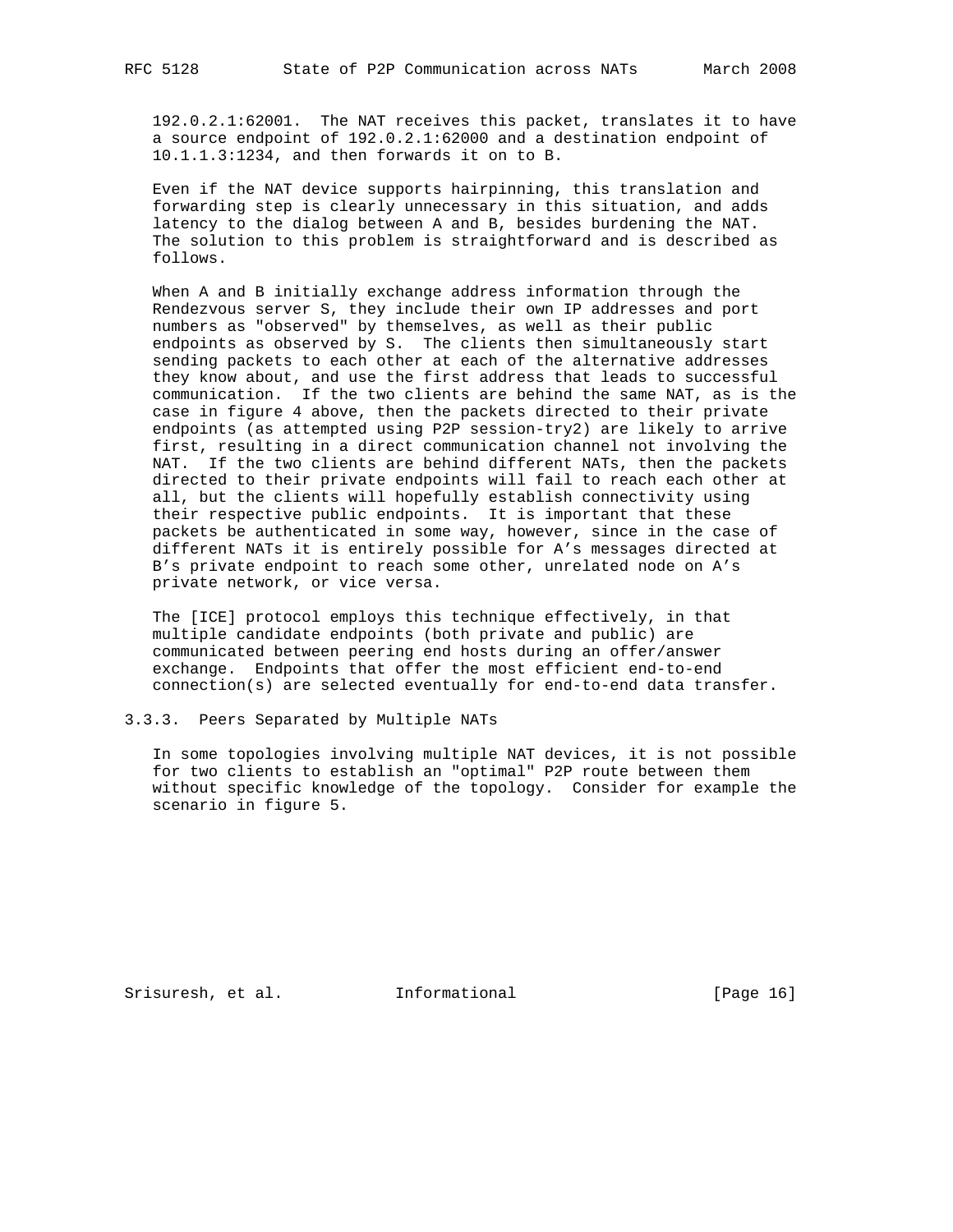192.0.2.1:62001. The NAT receives this packet, translates it to have a source endpoint of 192.0.2.1:62000 and a destination endpoint of 10.1.1.3:1234, and then forwards it on to B.

Even if the NAT device supports hairpinning, this translation and forwarding step is clearly unnecessary in this situation, and adds latency to the dialog between A and B, besides burdening the NAT. The solution to this problem is straightforward and is described as follows.

When A and B initially exchange address information through the Rendezvous server S, they include their own IP addresses and port numbers as "observed" by themselves, as well as their public endpoints as observed by S. The clients then simultaneously start sending packets to each other at each of the alternative addresses they know about, and use the first address that leads to successful communication. If the two clients are behind the same NAT, as is the case in figure 4 above, then the packets directed to their private endpoints (as attempted using P2P session-try2) are likely to arrive first, resulting in a direct communication channel not involving the NAT. If the two clients are behind different NATs, then the packets directed to their private endpoints will fail to reach each other at all, but the clients will hopefully establish connectivity using their respective public endpoints. It is important that these packets be authenticated in some way, however, since in the case of different NATs it is entirely possible for A's messages directed at B's private endpoint to reach some other, unrelated node on A's private network, or vice versa.

The [ICE] protocol employs this technique effectively, in that multiple candidate endpoints (both private and public) are communicated between peering end hosts during an offer/answer exchange. Endpoints that offer the most efficient end-to-end connection(s) are selected eventually for end-to-end data transfer.

### 3.3.3. Peers Separated by Multiple NATs

In some topologies involving multiple NAT devices, it is not possible for two clients to establish an "optimal" P2P route between them without specific knowledge of the topology. Consider for example the scenario in figure 5.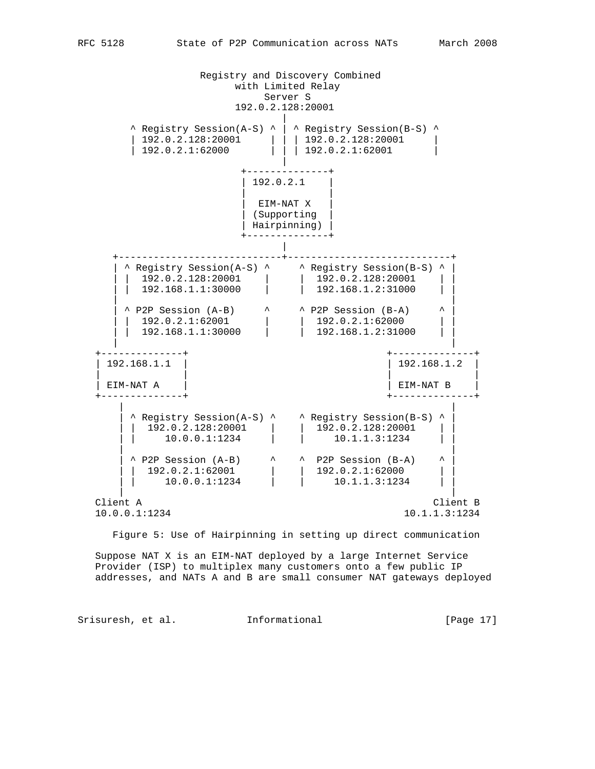```
                   Registry and Discovery Combined
                         with Limited Relay
                              Server S
                         192.0.2.128:20001
                                 |
        ^ Registry Session(A-S) ^ | ^ Registry Session(B-S) ^
        | 192.0.2.128:20001     | | | 192.0.2.128:20001     |
        | 192.0.2.1:62000       | | | 192.0.2.1:62001       |
                                 |
                          +--------------+
                          | 192.0.2.1    |
                          |              |
                          |  EIM-NAT X   |
                          | (Supporting  |
                          | Hairpinning) |
                          +--------------+
                                 |
      +--------------------------+--------------------------+
      | ^ Registry Session(A-S) ^     ^ Registry Session(B-S) ^ |
      | |  192.0.2.128:20001    |     |  192.0.2.128:20001    | |
      | |  192.168.1.1:30000    |     |  192.168.1.2:31000    | |
      |                                                         |
      | ^ P2P Session (A-B)     ^     ^ P2P Session (B-A)     ^ |
      | |  192.0.2.1:62001      |     |  192.0.2.1:62000      | |
      | |  192.168.1.1:30000    |     |  192.168.1.2:31000    | |
      |                                                         |
   +--------------+                                  +--------------+
   | 192.168.1.1  |                                  | 192.168.1.2  |
   |              |                                  |              |
   | EIM-NAT A    |                                  | EIM-NAT B    |
   +--------------+                                  +--------------+
       |                                                         |
       | ^ Registry Session(A-S) ^    ^ Registry Session(B-S) ^ |
       | |  192.0.2.128:20001    |    |  192.0.2.128:20001    | |
       | |     10.0.0.1:1234     |    |     10.1.1.3:1234     | |
       |                                                         |
       | ^ P2P Session (A-B)     ^    ^  P2P Session (B-A)    ^ |
       | |  192.0.2.1:62001      |    |  192.0.2.1:62000      | |
       | |     10.0.0.1:1234     |    |     10.1.1.3:1234     | |
       |                                                         |
   Client A                                                Client B
   10.0.0.1:1234                                      10.1.1.3:1234
```

Figure 5: Use of Hairpinning in setting up direct communication

Suppose NAT X is an EIM-NAT deployed by a large Internet Service Provider (ISP) to multiplex many customers onto a few public IP addresses, and NATs A and B are small consumer NAT gateways deployed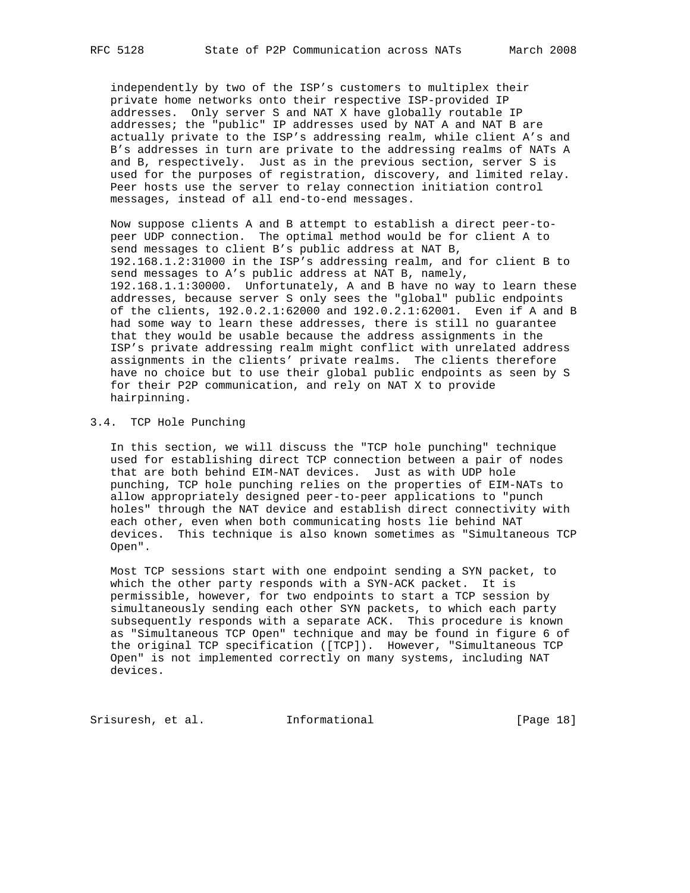independently by two of the ISP's customers to multiplex their private home networks onto their respective ISP-provided IP addresses. Only server S and NAT X have globally routable IP addresses; the "public" IP addresses used by NAT A and NAT B are actually private to the ISP's addressing realm, while client A's and B's addresses in turn are private to the addressing realms of NATs A and B, respectively. Just as in the previous section, server S is used for the purposes of registration, discovery, and limited relay. Peer hosts use the server to relay connection initiation control messages, instead of all end-to-end messages.

Now suppose clients A and B attempt to establish a direct peer-to-peer UDP connection. The optimal method would be for client A to send messages to client B's public address at NAT B, 192.168.1.2:31000 in the ISP's addressing realm, and for client B to send messages to A's public address at NAT B, namely, 192.168.1.1:30000. Unfortunately, A and B have no way to learn these addresses, because server S only sees the "global" public endpoints of the clients, 192.0.2.1:62000 and 192.0.2.1:62001. Even if A and B had some way to learn these addresses, there is still no guarantee that they would be usable because the address assignments in the ISP's private addressing realm might conflict with unrelated address assignments in the clients' private realms. The clients therefore have no choice but to use their global public endpoints as seen by S for their P2P communication, and rely on NAT X to provide hairpinning.

## 3.4. TCP Hole Punching

In this section, we will discuss the "TCP hole punching" technique used for establishing direct TCP connection between a pair of nodes that are both behind EIM-NAT devices. Just as with UDP hole punching, TCP hole punching relies on the properties of EIM-NATs to allow appropriately designed peer-to-peer applications to "punch holes" through the NAT device and establish direct connectivity with each other, even when both communicating hosts lie behind NAT devices. This technique is also known sometimes as "Simultaneous TCP Open".

Most TCP sessions start with one endpoint sending a SYN packet, to which the other party responds with a SYN-ACK packet. It is permissible, however, for two endpoints to start a TCP session by simultaneously sending each other SYN packets, to which each party subsequently responds with a separate ACK. This procedure is known as "Simultaneous TCP Open" technique and may be found in figure 6 of the original TCP specification ([TCP]). However, "Simultaneous TCP Open" is not implemented correctly on many systems, including NAT devices.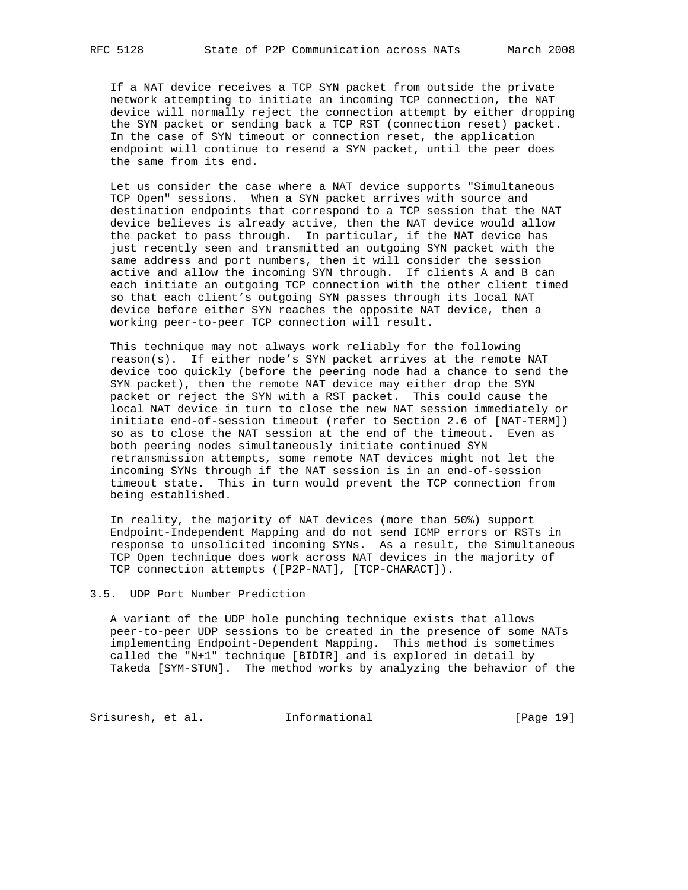If a NAT device receives a TCP SYN packet from outside the private network attempting to initiate an incoming TCP connection, the NAT device will normally reject the connection attempt by either dropping the SYN packet or sending back a TCP RST (connection reset) packet. In the case of SYN timeout or connection reset, the application endpoint will continue to resend a SYN packet, until the peer does the same from its end.

Let us consider the case where a NAT device supports "Simultaneous TCP Open" sessions. When a SYN packet arrives with source and destination endpoints that correspond to a TCP session that the NAT device believes is already active, then the NAT device would allow the packet to pass through. In particular, if the NAT device has just recently seen and transmitted an outgoing SYN packet with the same address and port numbers, then it will consider the session active and allow the incoming SYN through. If clients A and B can each initiate an outgoing TCP connection with the other client timed so that each client's outgoing SYN passes through its local NAT device before either SYN reaches the opposite NAT device, then a working peer-to-peer TCP connection will result.

This technique may not always work reliably for the following reason(s). If either node's SYN packet arrives at the remote NAT device too quickly (before the peering node had a chance to send the SYN packet), then the remote NAT device may either drop the SYN packet or reject the SYN with a RST packet. This could cause the local NAT device in turn to close the new NAT session immediately or initiate end-of-session timeout (refer to Section 2.6 of [NAT-TERM]) so as to close the NAT session at the end of the timeout. Even as both peering nodes simultaneously initiate continued SYN retransmission attempts, some remote NAT devices might not let the incoming SYNs through if the NAT session is in an end-of-session timeout state. This in turn would prevent the TCP connection from being established.

In reality, the majority of NAT devices (more than 50%) support Endpoint-Independent Mapping and do not send ICMP errors or RSTs in response to unsolicited incoming SYNs. As a result, the Simultaneous TCP Open technique does work across NAT devices in the majority of TCP connection attempts ([P2P-NAT], [TCP-CHARACT]).

## 3.5. UDP Port Number Prediction

A variant of the UDP hole punching technique exists that allows peer-to-peer UDP sessions to be created in the presence of some NATs implementing Endpoint-Dependent Mapping. This method is sometimes called the "N+1" technique [BIDIR] and is explored in detail by Takeda [SYM-STUN]. The method works by analyzing the behavior of the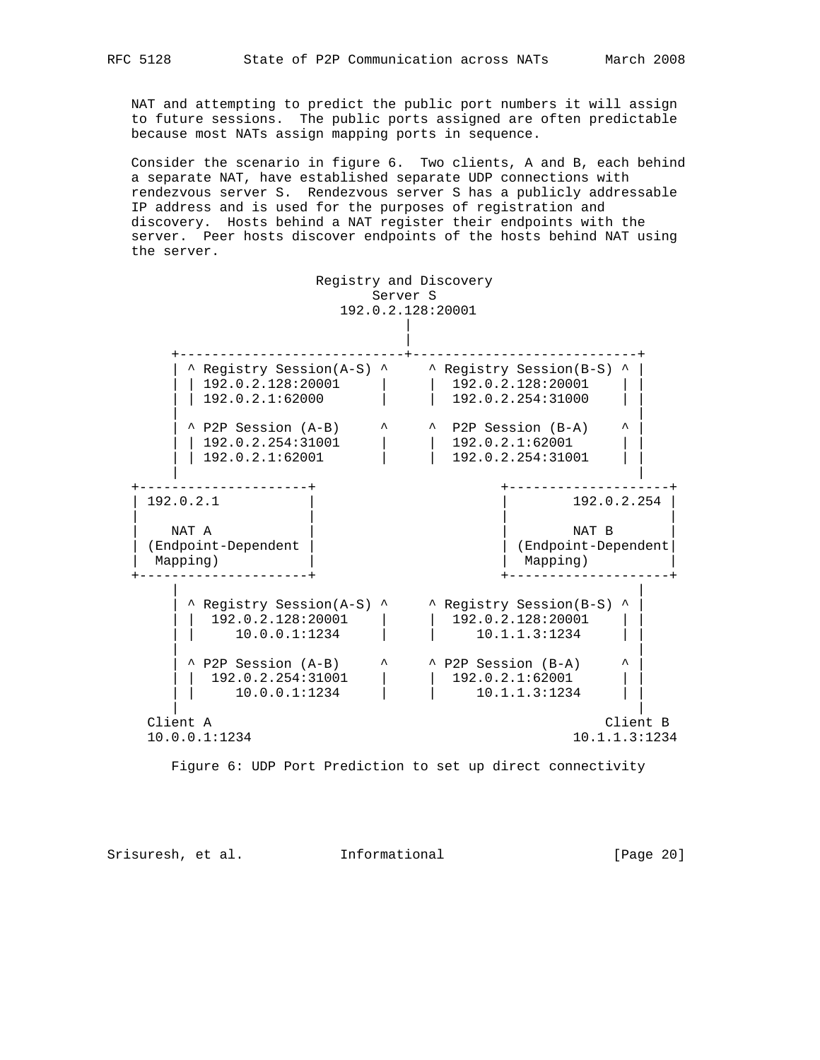NAT and attempting to predict the public port numbers it will assign to future sessions. The public ports assigned are often predictable because most NATs assign mapping ports in sequence.

Consider the scenario in figure 6. Two clients, A and B, each behind a separate NAT, have established separate UDP connections with rendezvous server S. Rendezvous server S has a publicly addressable IP address and is used for the purposes of registration and discovery. Hosts behind a NAT register their endpoints with the server. Peer hosts discover endpoints of the hosts behind NAT using the server.

```
                         Registry and Discovery
                                Server S
                           192.0.2.128:20001
                                    |
                                    |
      +-----------------------------+----------------------------+
      | ^ Registry Session(A-S) ^     ^ Registry Session(B-S) ^ |
      | | 192.0.2.128:20001     |     |  192.0.2.128:20001    | |
      | | 192.0.2.1:62000       |     |  192.0.2.254:31000    | |
      |                                                         |
      | ^ P2P Session (A-B)     ^     ^  P2P Session (B-A)    ^ |
      | | 192.0.2.254:31001     |     |  192.0.2.1:62001      | |
      | | 192.0.2.1:62001       |     |  192.0.2.254:31001    | |
      |                                                         |
 +---------------------+                      +--------------------+
 | 192.0.2.1           |                      |        192.0.2.254 |
 |                     |                      |                    |
 |    NAT A            |                      |        NAT B       |
 | (Endpoint-Dependent |                      | (Endpoint-Dependent|
 |  Mapping)           |                      |  Mapping)          |
 +---------------------+                      +--------------------+
      |                                                         |
      | ^ Registry Session(A-S) ^     ^ Registry Session(B-S) ^ |
      | |  192.0.2.128:20001    |     |  192.0.2.128:20001    | |
      | |     10.0.0.1:1234     |     |     10.1.1.3:1234     | |
      |                                                         |
      | ^ P2P Session (A-B)     ^     ^ P2P Session (B-A)     ^ |
      | |  192.0.2.254:31001    |     |  192.0.2.1:62001      | |
      | |     10.0.0.1:1234     |     |     10.1.1.3:1234     | |
      |                                                         |
   Client A                                                 Client B
   10.0.0.1:1234                                        10.1.1.3:1234
```

Figure 6: UDP Port Prediction to set up direct connectivity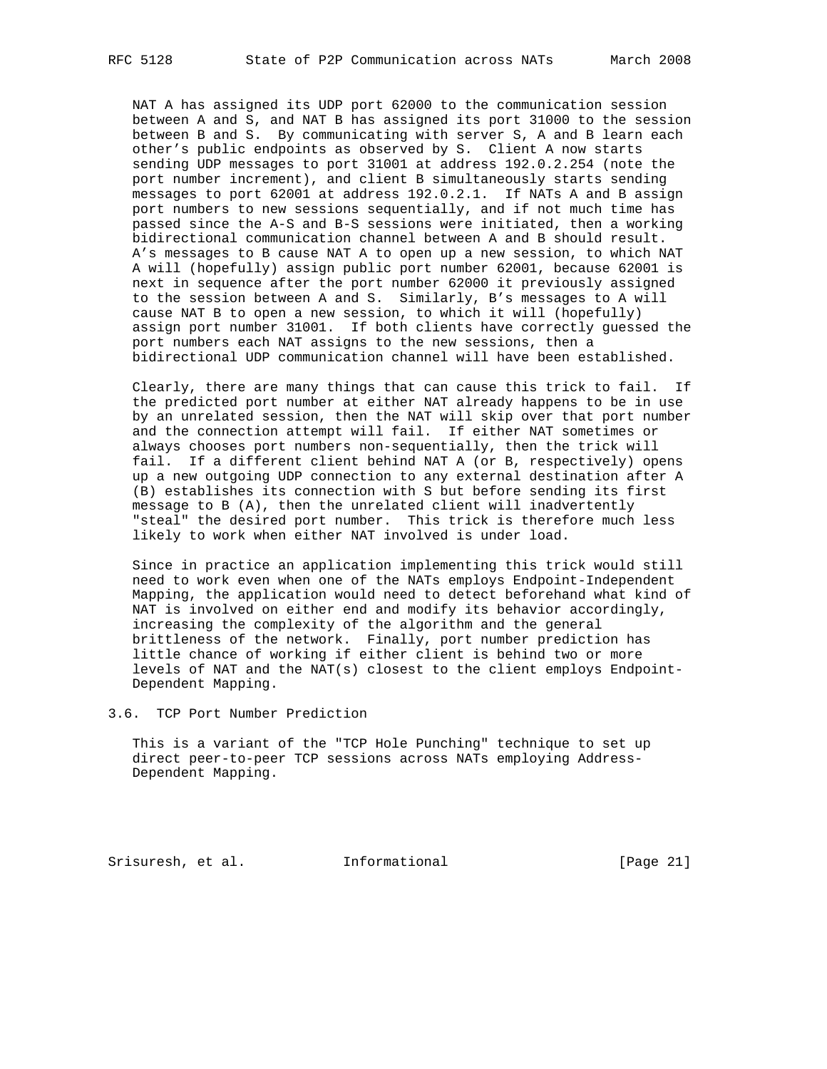NAT A has assigned its UDP port 62000 to the communication session between A and S, and NAT B has assigned its port 31000 to the session between B and S. By communicating with server S, A and B learn each other's public endpoints as observed by S. Client A now starts sending UDP messages to port 31001 at address 192.0.2.254 (note the port number increment), and client B simultaneously starts sending messages to port 62001 at address 192.0.2.1. If NATs A and B assign port numbers to new sessions sequentially, and if not much time has passed since the A-S and B-S sessions were initiated, then a working bidirectional communication channel between A and B should result. A's messages to B cause NAT A to open up a new session, to which NAT A will (hopefully) assign public port number 62001, because 62001 is next in sequence after the port number 62000 it previously assigned to the session between A and S. Similarly, B's messages to A will cause NAT B to open a new session, to which it will (hopefully) assign port number 31001. If both clients have correctly guessed the port numbers each NAT assigns to the new sessions, then a bidirectional UDP communication channel will have been established.

Clearly, there are many things that can cause this trick to fail. If the predicted port number at either NAT already happens to be in use by an unrelated session, then the NAT will skip over that port number and the connection attempt will fail. If either NAT sometimes or always chooses port numbers non-sequentially, then the trick will fail. If a different client behind NAT A (or B, respectively) opens up a new outgoing UDP connection to any external destination after A (B) establishes its connection with S but before sending its first message to B (A), then the unrelated client will inadvertently "steal" the desired port number. This trick is therefore much less likely to work when either NAT involved is under load.

Since in practice an application implementing this trick would still need to work even when one of the NATs employs Endpoint-Independent Mapping, the application would need to detect beforehand what kind of NAT is involved on either end and modify its behavior accordingly, increasing the complexity of the algorithm and the general brittleness of the network. Finally, port number prediction has little chance of working if either client is behind two or more levels of NAT and the NAT(s) closest to the client employs Endpoint-Dependent Mapping.

### 3.6. TCP Port Number Prediction

This is a variant of the "TCP Hole Punching" technique to set up direct peer-to-peer TCP sessions across NATs employing Address-Dependent Mapping.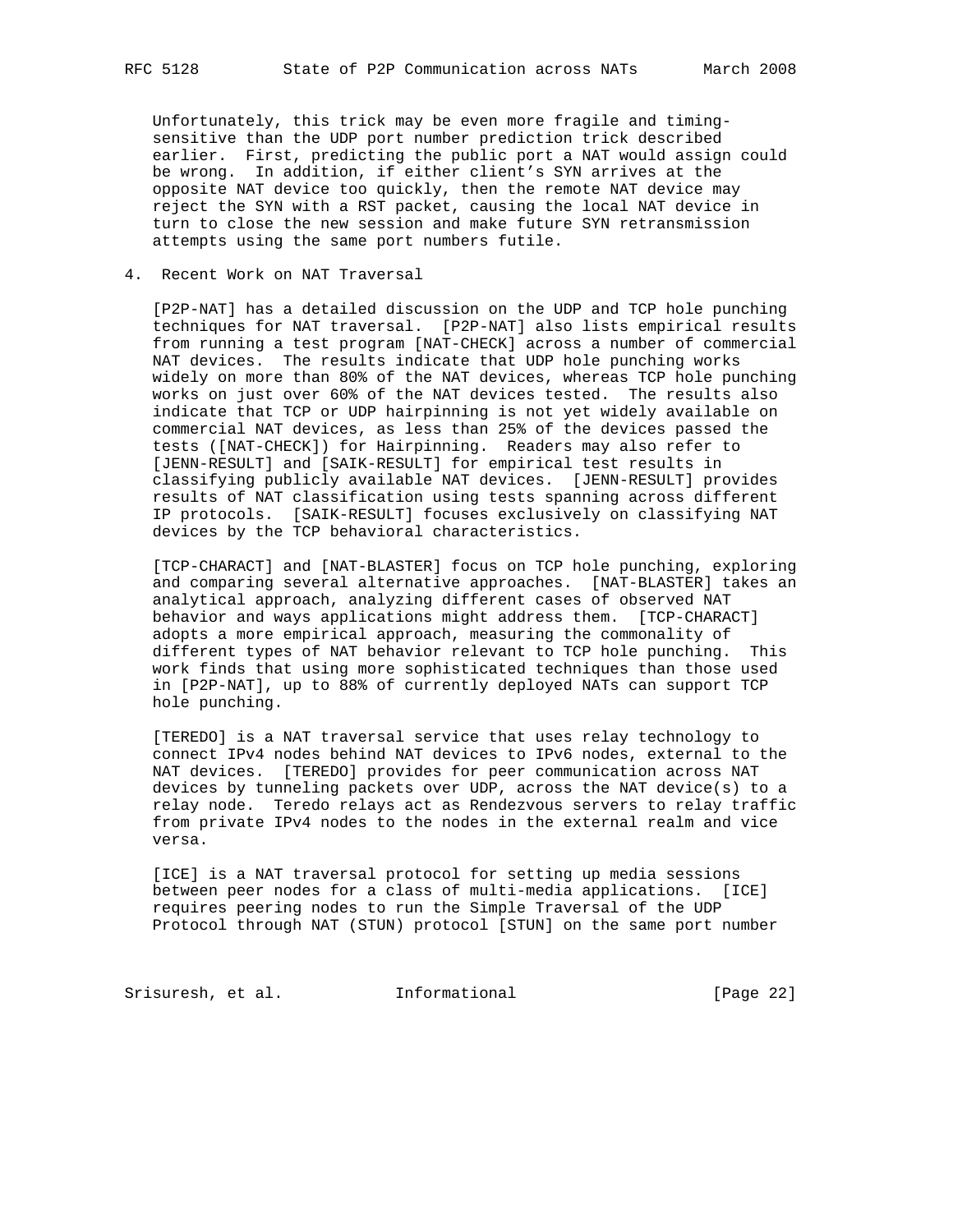Unfortunately, this trick may be even more fragile and timing-sensitive than the UDP port number prediction trick described earlier. First, predicting the public port a NAT would assign could be wrong. In addition, if either client's SYN arrives at the opposite NAT device too quickly, then the remote NAT device may reject the SYN with a RST packet, causing the local NAT device in turn to close the new session and make future SYN retransmission attempts using the same port numbers futile.

## 4. Recent Work on NAT Traversal

[P2P-NAT] has a detailed discussion on the UDP and TCP hole punching techniques for NAT traversal. [P2P-NAT] also lists empirical results from running a test program [NAT-CHECK] across a number of commercial NAT devices. The results indicate that UDP hole punching works widely on more than 80% of the NAT devices, whereas TCP hole punching works on just over 60% of the NAT devices tested. The results also indicate that TCP or UDP hairpinning is not yet widely available on commercial NAT devices, as less than 25% of the devices passed the tests ([NAT-CHECK]) for Hairpinning. Readers may also refer to [JENN-RESULT] and [SAIK-RESULT] for empirical test results in classifying publicly available NAT devices. [JENN-RESULT] provides results of NAT classification using tests spanning across different IP protocols. [SAIK-RESULT] focuses exclusively on classifying NAT devices by the TCP behavioral characteristics.

[TCP-CHARACT] and [NAT-BLASTER] focus on TCP hole punching, exploring and comparing several alternative approaches. [NAT-BLASTER] takes an analytical approach, analyzing different cases of observed NAT behavior and ways applications might address them. [TCP-CHARACT] adopts a more empirical approach, measuring the commonality of different types of NAT behavior relevant to TCP hole punching. This work finds that using more sophisticated techniques than those used in [P2P-NAT], up to 88% of currently deployed NATs can support TCP hole punching.

[TEREDO] is a NAT traversal service that uses relay technology to connect IPv4 nodes behind NAT devices to IPv6 nodes, external to the NAT devices. [TEREDO] provides for peer communication across NAT devices by tunneling packets over UDP, across the NAT device(s) to a relay node. Teredo relays act as Rendezvous servers to relay traffic from private IPv4 nodes to the nodes in the external realm and vice versa.

[ICE] is a NAT traversal protocol for setting up media sessions between peer nodes for a class of multi-media applications. [ICE] requires peering nodes to run the Simple Traversal of the UDP Protocol through NAT (STUN) protocol [STUN] on the same port number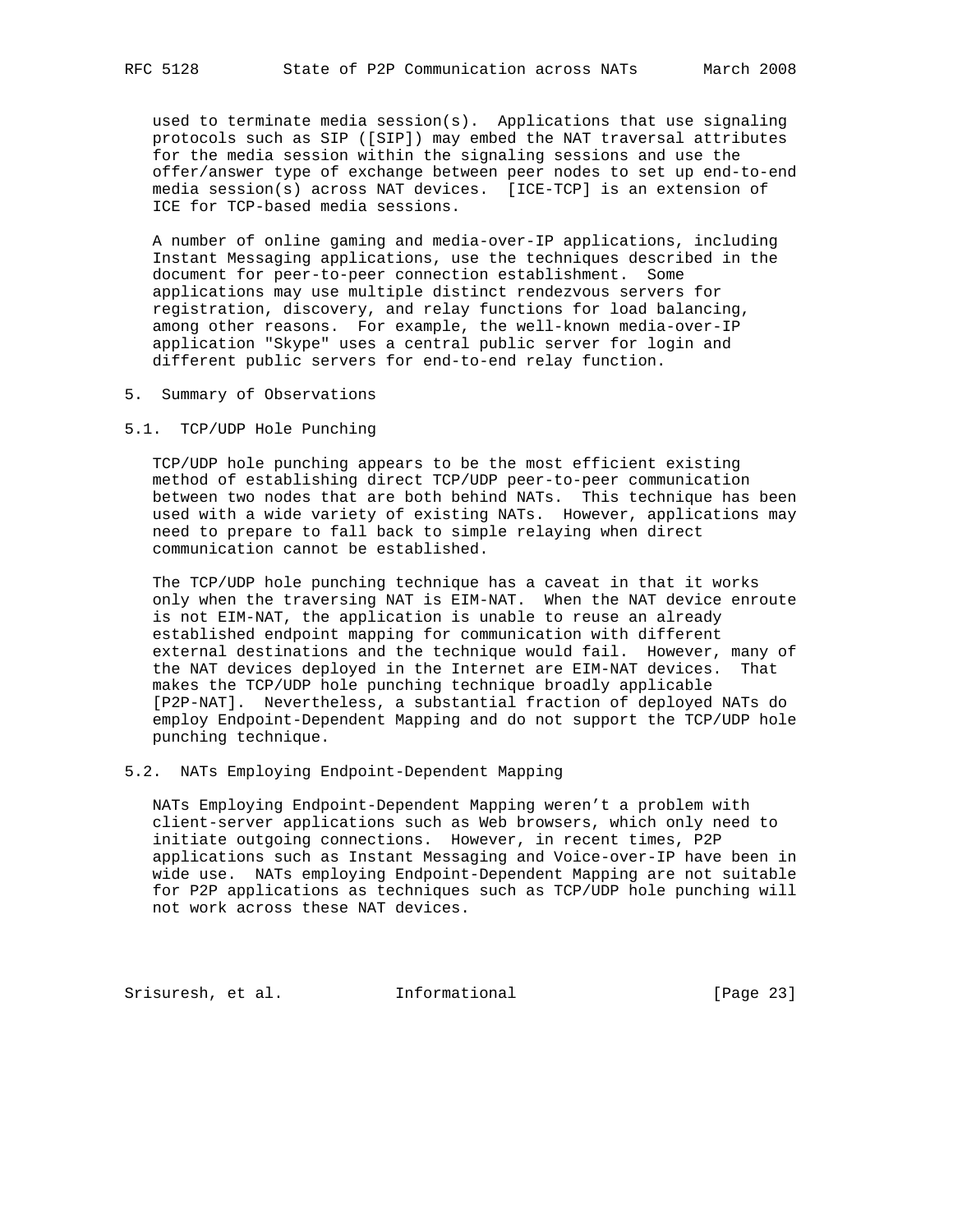used to terminate media session(s). Applications that use signaling protocols such as SIP ([SIP]) may embed the NAT traversal attributes for the media session within the signaling sessions and use the offer/answer type of exchange between peer nodes to set up end-to-end media session(s) across NAT devices. [ICE-TCP] is an extension of ICE for TCP-based media sessions.

A number of online gaming and media-over-IP applications, including Instant Messaging applications, use the techniques described in the document for peer-to-peer connection establishment. Some applications may use multiple distinct rendezvous servers for registration, discovery, and relay functions for load balancing, among other reasons. For example, the well-known media-over-IP application "Skype" uses a central public server for login and different public servers for end-to-end relay function.

## 5. Summary of Observations

### 5.1. TCP/UDP Hole Punching

TCP/UDP hole punching appears to be the most efficient existing method of establishing direct TCP/UDP peer-to-peer communication between two nodes that are both behind NATs. This technique has been used with a wide variety of existing NATs. However, applications may need to prepare to fall back to simple relaying when direct communication cannot be established.

The TCP/UDP hole punching technique has a caveat in that it works only when the traversing NAT is EIM-NAT. When the NAT device enroute is not EIM-NAT, the application is unable to reuse an already established endpoint mapping for communication with different external destinations and the technique would fail. However, many of the NAT devices deployed in the Internet are EIM-NAT devices. That makes the TCP/UDP hole punching technique broadly applicable [P2P-NAT]. Nevertheless, a substantial fraction of deployed NATs do employ Endpoint-Dependent Mapping and do not support the TCP/UDP hole punching technique.

### 5.2. NATs Employing Endpoint-Dependent Mapping

NATs Employing Endpoint-Dependent Mapping weren't a problem with client-server applications such as Web browsers, which only need to initiate outgoing connections. However, in recent times, P2P applications such as Instant Messaging and Voice-over-IP have been in wide use. NATs employing Endpoint-Dependent Mapping are not suitable for P2P applications as techniques such as TCP/UDP hole punching will not work across these NAT devices.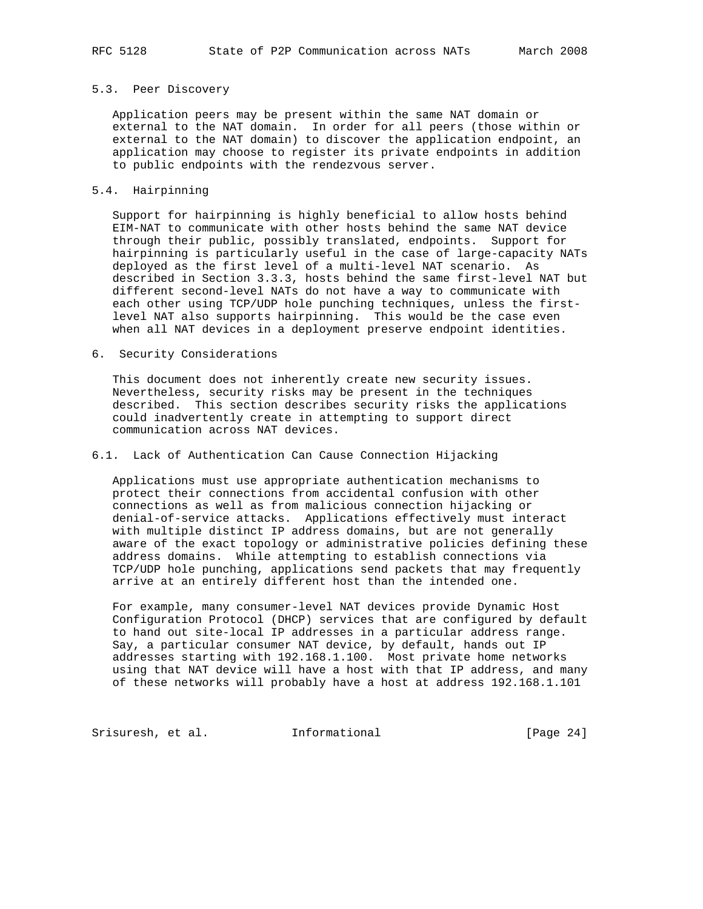### 5.3. Peer Discovery

Application peers may be present within the same NAT domain or external to the NAT domain. In order for all peers (those within or external to the NAT domain) to discover the application endpoint, an application may choose to register its private endpoints in addition to public endpoints with the rendezvous server.

### 5.4. Hairpinning

Support for hairpinning is highly beneficial to allow hosts behind EIM-NAT to communicate with other hosts behind the same NAT device through their public, possibly translated, endpoints. Support for hairpinning is particularly useful in the case of large-capacity NATs deployed as the first level of a multi-level NAT scenario. As described in Section 3.3.3, hosts behind the same first-level NAT but different second-level NATs do not have a way to communicate with each other using TCP/UDP hole punching techniques, unless the first-level NAT also supports hairpinning. This would be the case even when all NAT devices in a deployment preserve endpoint identities.

## 6. Security Considerations

This document does not inherently create new security issues. Nevertheless, security risks may be present in the techniques described. This section describes security risks the applications could inadvertently create in attempting to support direct communication across NAT devices.

### 6.1. Lack of Authentication Can Cause Connection Hijacking

Applications must use appropriate authentication mechanisms to protect their connections from accidental confusion with other connections as well as from malicious connection hijacking or denial-of-service attacks. Applications effectively must interact with multiple distinct IP address domains, but are not generally aware of the exact topology or administrative policies defining these address domains. While attempting to establish connections via TCP/UDP hole punching, applications send packets that may frequently arrive at an entirely different host than the intended one.

For example, many consumer-level NAT devices provide Dynamic Host Configuration Protocol (DHCP) services that are configured by default to hand out site-local IP addresses in a particular address range. Say, a particular consumer NAT device, by default, hands out IP addresses starting with 192.168.1.100. Most private home networks using that NAT device will have a host with that IP address, and many of these networks will probably have a host at address 192.168.1.101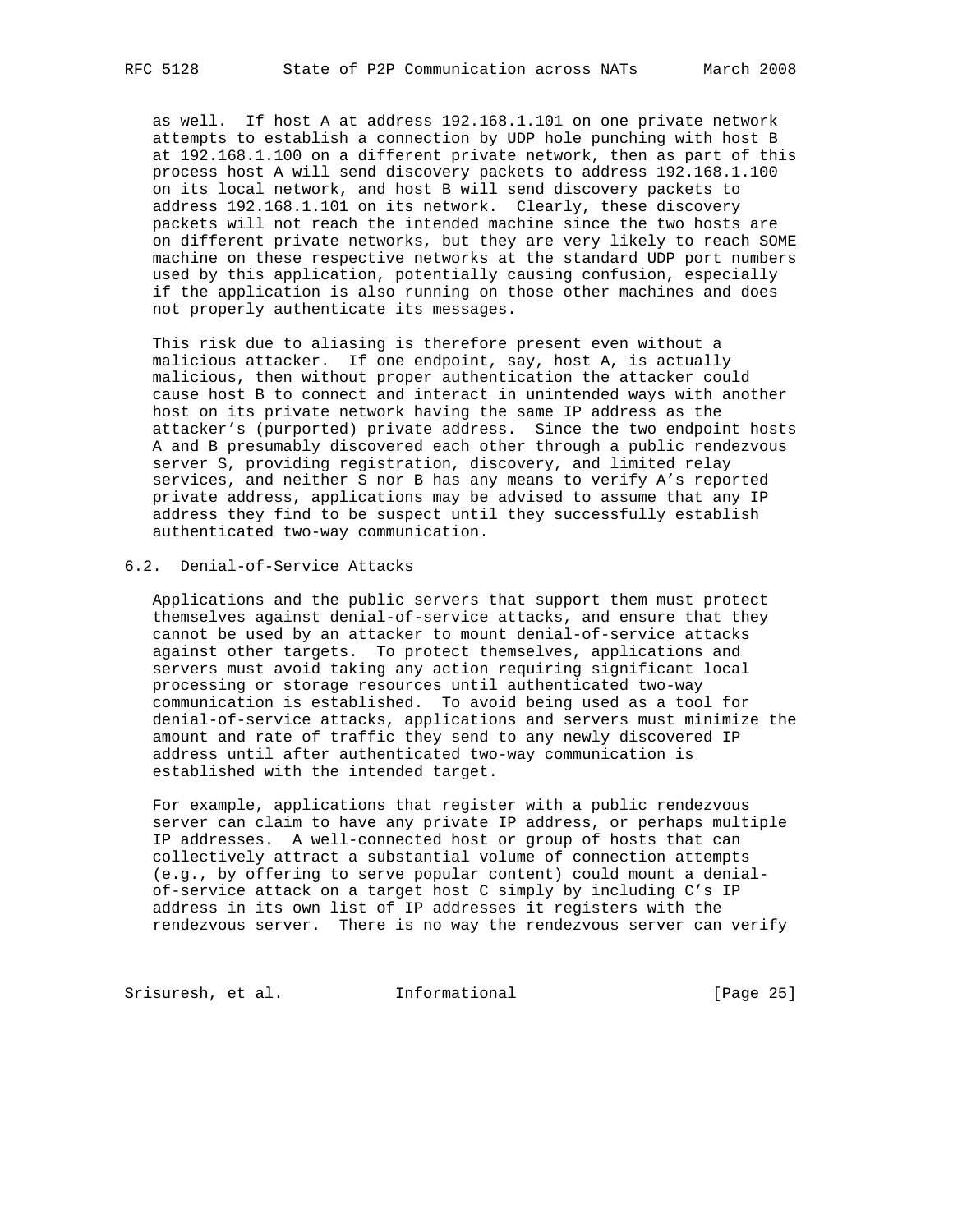as well. If host A at address 192.168.1.101 on one private network attempts to establish a connection by UDP hole punching with host B at 192.168.1.100 on a different private network, then as part of this process host A will send discovery packets to address 192.168.1.100 on its local network, and host B will send discovery packets to address 192.168.1.101 on its network. Clearly, these discovery packets will not reach the intended machine since the two hosts are on different private networks, but they are very likely to reach SOME machine on these respective networks at the standard UDP port numbers used by this application, potentially causing confusion, especially if the application is also running on those other machines and does not properly authenticate its messages.

This risk due to aliasing is therefore present even without a malicious attacker. If one endpoint, say, host A, is actually malicious, then without proper authentication the attacker could cause host B to connect and interact in unintended ways with another host on its private network having the same IP address as the attacker's (purported) private address. Since the two endpoint hosts A and B presumably discovered each other through a public rendezvous server S, providing registration, discovery, and limited relay services, and neither S nor B has any means to verify A's reported private address, applications may be advised to assume that any IP address they find to be suspect until they successfully establish authenticated two-way communication.

## 6.2. Denial-of-Service Attacks

Applications and the public servers that support them must protect themselves against denial-of-service attacks, and ensure that they cannot be used by an attacker to mount denial-of-service attacks against other targets. To protect themselves, applications and servers must avoid taking any action requiring significant local processing or storage resources until authenticated two-way communication is established. To avoid being used as a tool for denial-of-service attacks, applications and servers must minimize the amount and rate of traffic they send to any newly discovered IP address until after authenticated two-way communication is established with the intended target.

For example, applications that register with a public rendezvous server can claim to have any private IP address, or perhaps multiple IP addresses. A well-connected host or group of hosts that can collectively attract a substantial volume of connection attempts (e.g., by offering to serve popular content) could mount a denial-of-service attack on a target host C simply by including C's IP address in its own list of IP addresses it registers with the rendezvous server. There is no way the rendezvous server can verify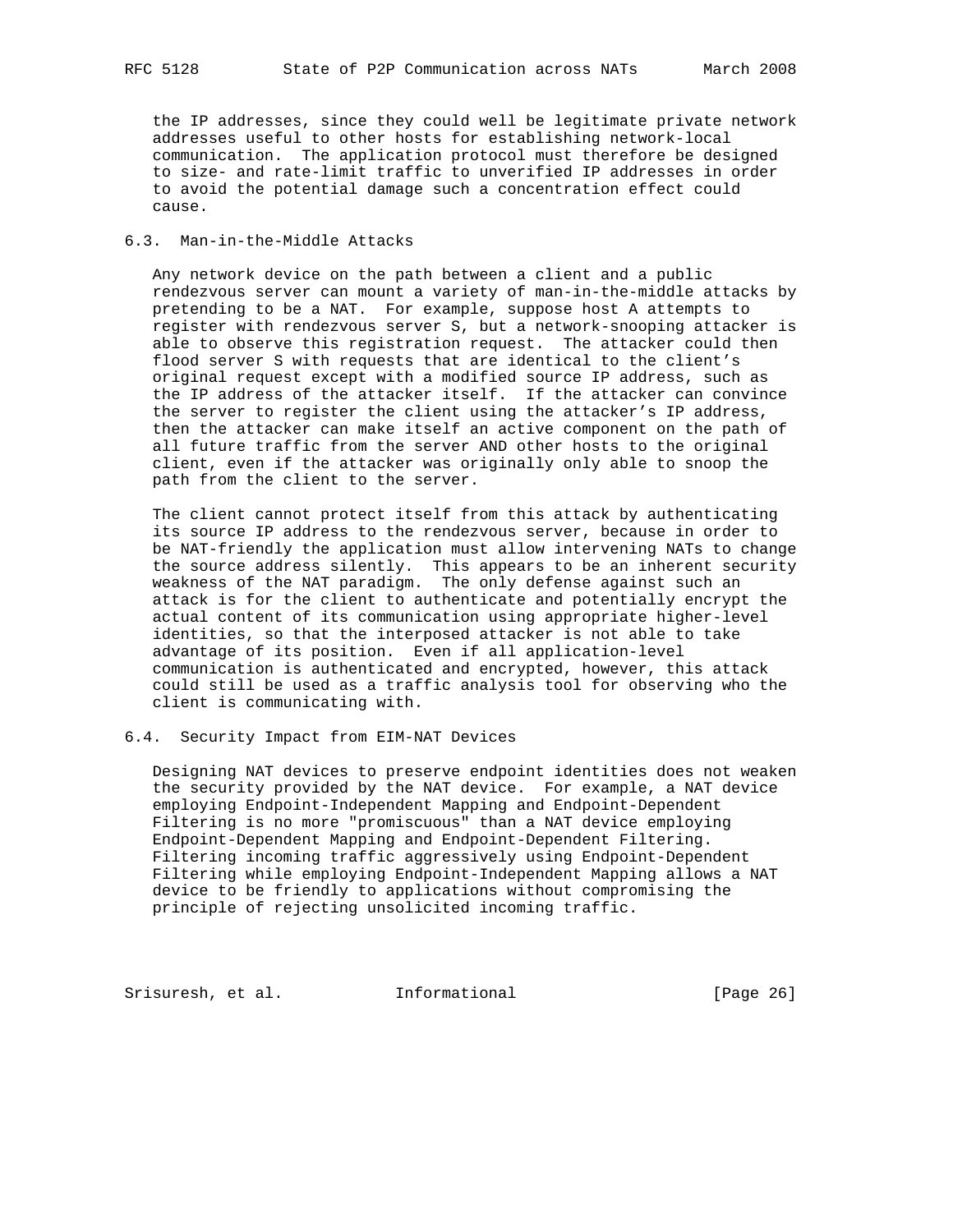the IP addresses, since they could well be legitimate private network addresses useful to other hosts for establishing network-local communication. The application protocol must therefore be designed to size- and rate-limit traffic to unverified IP addresses in order to avoid the potential damage such a concentration effect could cause.

## 6.3. Man-in-the-Middle Attacks

Any network device on the path between a client and a public rendezvous server can mount a variety of man-in-the-middle attacks by pretending to be a NAT. For example, suppose host A attempts to register with rendezvous server S, but a network-snooping attacker is able to observe this registration request. The attacker could then flood server S with requests that are identical to the client's original request except with a modified source IP address, such as the IP address of the attacker itself. If the attacker can convince the server to register the client using the attacker's IP address, then the attacker can make itself an active component on the path of all future traffic from the server AND other hosts to the original client, even if the attacker was originally only able to snoop the path from the client to the server.

The client cannot protect itself from this attack by authenticating its source IP address to the rendezvous server, because in order to be NAT-friendly the application must allow intervening NATs to change the source address silently. This appears to be an inherent security weakness of the NAT paradigm. The only defense against such an attack is for the client to authenticate and potentially encrypt the actual content of its communication using appropriate higher-level identities, so that the interposed attacker is not able to take advantage of its position. Even if all application-level communication is authenticated and encrypted, however, this attack could still be used as a traffic analysis tool for observing who the client is communicating with.

## 6.4. Security Impact from EIM-NAT Devices

Designing NAT devices to preserve endpoint identities does not weaken the security provided by the NAT device. For example, a NAT device employing Endpoint-Independent Mapping and Endpoint-Dependent Filtering is no more "promiscuous" than a NAT device employing Endpoint-Dependent Mapping and Endpoint-Dependent Filtering. Filtering incoming traffic aggressively using Endpoint-Dependent Filtering while employing Endpoint-Independent Mapping allows a NAT device to be friendly to applications without compromising the principle of rejecting unsolicited incoming traffic.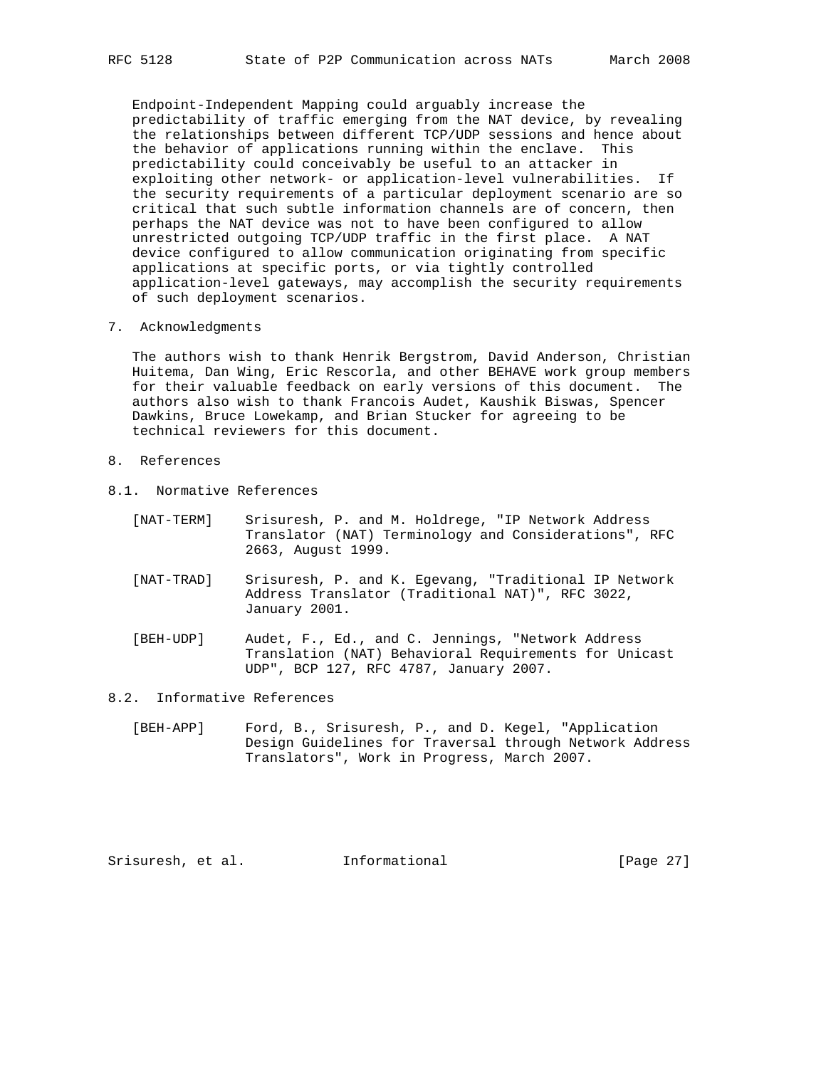Endpoint-Independent Mapping could arguably increase the predictability of traffic emerging from the NAT device, by revealing the relationships between different TCP/UDP sessions and hence about the behavior of applications running within the enclave. This predictability could conceivably be useful to an attacker in exploiting other network- or application-level vulnerabilities. If the security requirements of a particular deployment scenario are so critical that such subtle information channels are of concern, then perhaps the NAT device was not to have been configured to allow unrestricted outgoing TCP/UDP traffic in the first place. A NAT device configured to allow communication originating from specific applications at specific ports, or via tightly controlled application-level gateways, may accomplish the security requirements of such deployment scenarios.

## 7. Acknowledgments

The authors wish to thank Henrik Bergstrom, David Anderson, Christian Huitema, Dan Wing, Eric Rescorla, and other BEHAVE work group members for their valuable feedback on early versions of this document. The authors also wish to thank Francois Audet, Kaushik Biswas, Spencer Dawkins, Bruce Lowekamp, and Brian Stucker for agreeing to be technical reviewers for this document.

## 8. References

### 8.1. Normative References

[NAT-TERM] Srisuresh, P. and M. Holdrege, "IP Network Address Translator (NAT) Terminology and Considerations", RFC 2663, August 1999.

[NAT-TRAD] Srisuresh, P. and K. Egevang, "Traditional IP Network Address Translator (Traditional NAT)", RFC 3022, January 2001.

[BEH-UDP] Audet, F., Ed., and C. Jennings, "Network Address Translation (NAT) Behavioral Requirements for Unicast UDP", BCP 127, RFC 4787, January 2007.

### 8.2. Informative References

[BEH-APP] Ford, B., Srisuresh, P., and D. Kegel, "Application Design Guidelines for Traversal through Network Address Translators", Work in Progress, March 2007.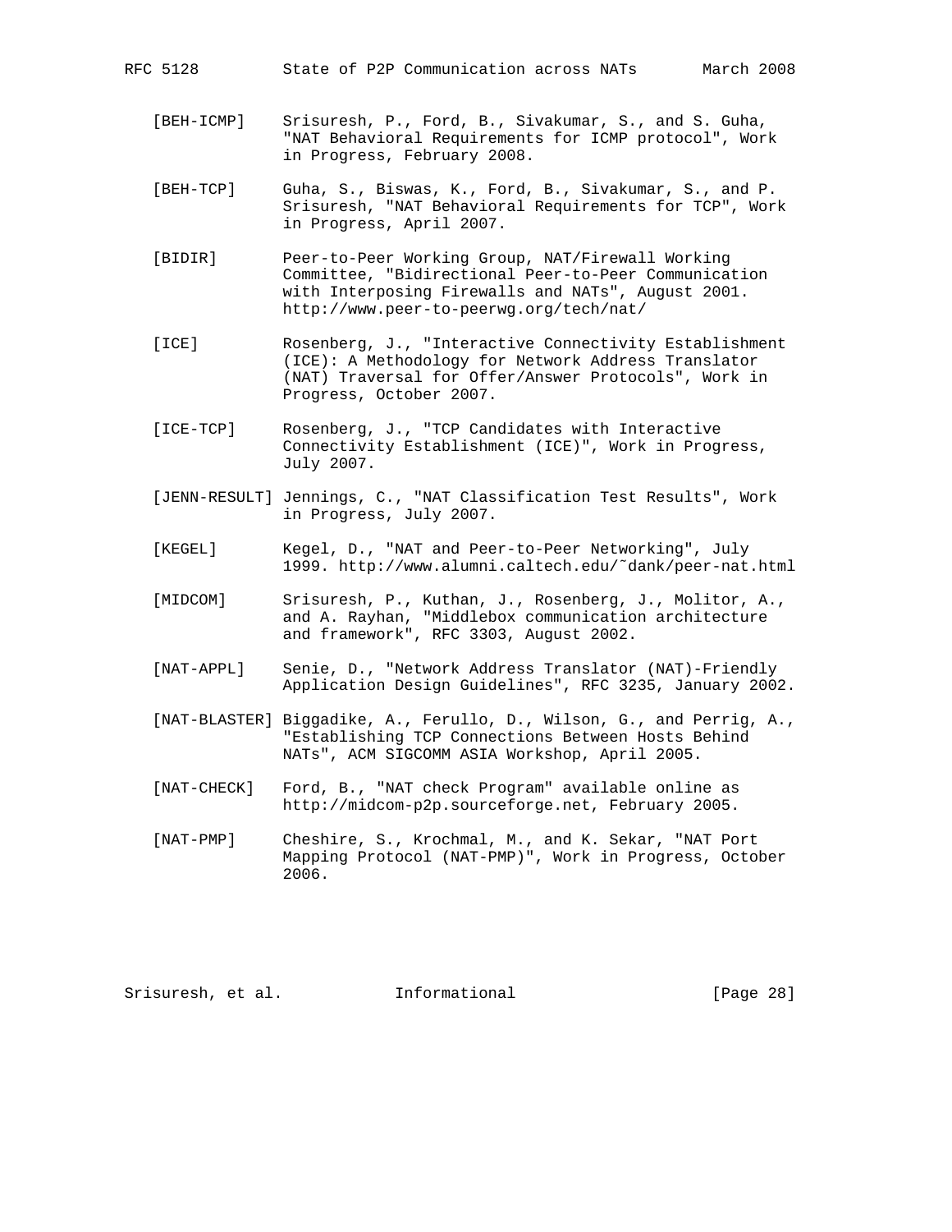[BEH-ICMP] Srisuresh, P., Ford, B., Sivakumar, S., and S. Guha, "NAT Behavioral Requirements for ICMP protocol", Work in Progress, February 2008.

[BEH-TCP] Guha, S., Biswas, K., Ford, B., Sivakumar, S., and P. Srisuresh, "NAT Behavioral Requirements for TCP", Work in Progress, April 2007.

[BIDIR] Peer-to-Peer Working Group, NAT/Firewall Working Committee, "Bidirectional Peer-to-Peer Communication with Interposing Firewalls and NATs", August 2001. http://www.peer-to-peerwg.org/tech/nat/

[ICE] Rosenberg, J., "Interactive Connectivity Establishment (ICE): A Methodology for Network Address Translator (NAT) Traversal for Offer/Answer Protocols", Work in Progress, October 2007.

[ICE-TCP] Rosenberg, J., "TCP Candidates with Interactive Connectivity Establishment (ICE)", Work in Progress, July 2007.

[JENN-RESULT] Jennings, C., "NAT Classification Test Results", Work in Progress, July 2007.

[KEGEL] Kegel, D., "NAT and Peer-to-Peer Networking", July 1999. http://www.alumni.caltech.edu/˜dank/peer-nat.html

[MIDCOM] Srisuresh, P., Kuthan, J., Rosenberg, J., Molitor, A., and A. Rayhan, "Middlebox communication architecture and framework", RFC 3303, August 2002.

[NAT-APPL] Senie, D., "Network Address Translator (NAT)-Friendly Application Design Guidelines", RFC 3235, January 2002.

[NAT-BLASTER] Biggadike, A., Ferullo, D., Wilson, G., and Perrig, A., "Establishing TCP Connections Between Hosts Behind NATs", ACM SIGCOMM ASIA Workshop, April 2005.

[NAT-CHECK] Ford, B., "NAT check Program" available online as http://midcom-p2p.sourceforge.net, February 2005.

[NAT-PMP] Cheshire, S., Krochmal, M., and K. Sekar, "NAT Port Mapping Protocol (NAT-PMP)", Work in Progress, October 2006.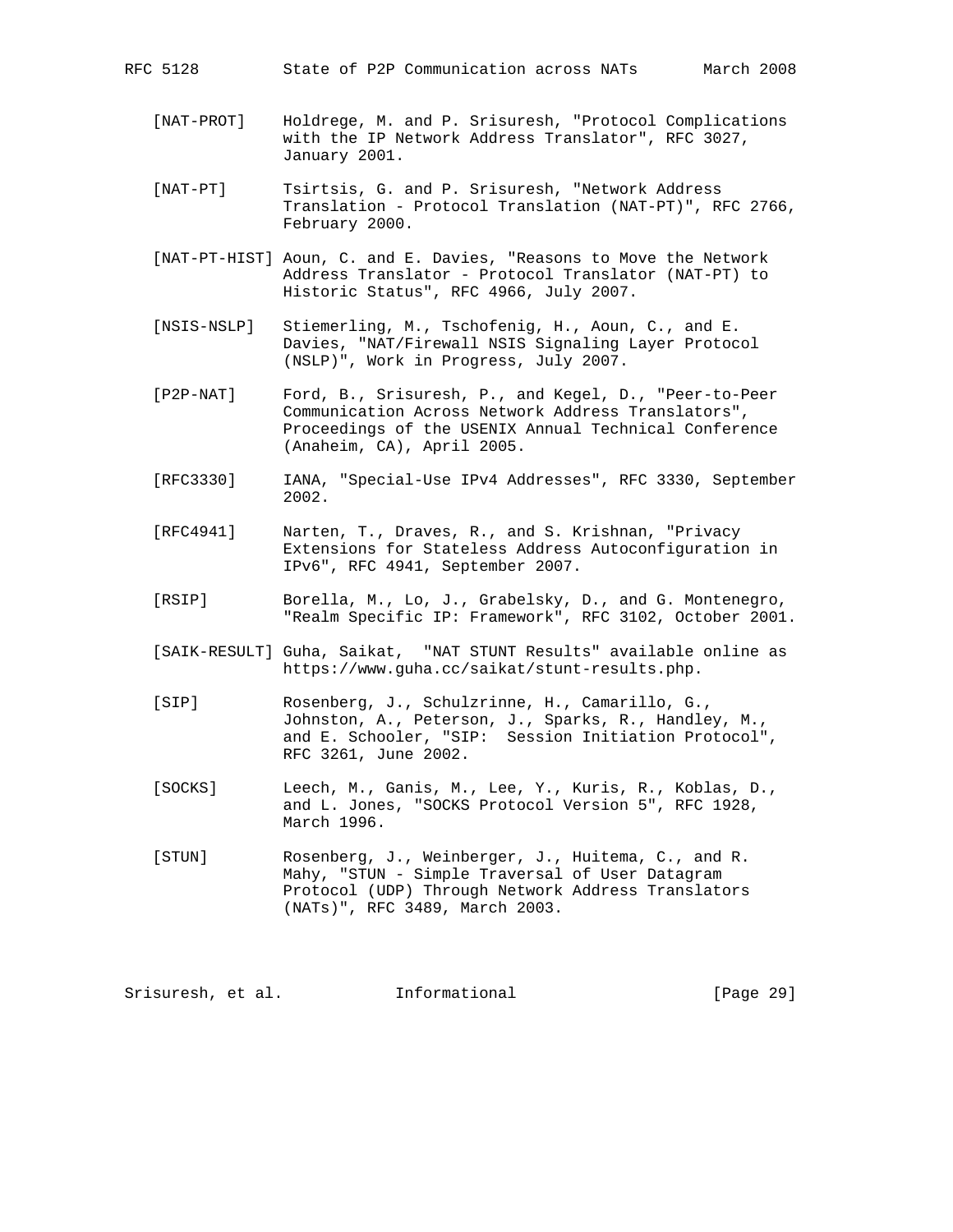[NAT-PROT] Holdrege, M. and P. Srisuresh, "Protocol Complications with the IP Network Address Translator", RFC 3027, January 2001.

[NAT-PT] Tsirtsis, G. and P. Srisuresh, "Network Address Translation - Protocol Translation (NAT-PT)", RFC 2766, February 2000.

[NAT-PT-HIST] Aoun, C. and E. Davies, "Reasons to Move the Network Address Translator - Protocol Translator (NAT-PT) to Historic Status", RFC 4966, July 2007.

[NSIS-NSLP] Stiemerling, M., Tschofenig, H., Aoun, C., and E. Davies, "NAT/Firewall NSIS Signaling Layer Protocol (NSLP)", Work in Progress, July 2007.

[P2P-NAT] Ford, B., Srisuresh, P., and Kegel, D., "Peer-to-Peer Communication Across Network Address Translators", Proceedings of the USENIX Annual Technical Conference (Anaheim, CA), April 2005.

[RFC3330] IANA, "Special-Use IPv4 Addresses", RFC 3330, September 2002.

[RFC4941] Narten, T., Draves, R., and S. Krishnan, "Privacy Extensions for Stateless Address Autoconfiguration in IPv6", RFC 4941, September 2007.

[RSIP] Borella, M., Lo, J., Grabelsky, D., and G. Montenegro, "Realm Specific IP: Framework", RFC 3102, October 2001.

[SAIK-RESULT] Guha, Saikat, "NAT STUNT Results" available online as https://www.guha.cc/saikat/stunt-results.php.

[SIP] Rosenberg, J., Schulzrinne, H., Camarillo, G., Johnston, A., Peterson, J., Sparks, R., Handley, M., and E. Schooler, "SIP: Session Initiation Protocol", RFC 3261, June 2002.

[SOCKS] Leech, M., Ganis, M., Lee, Y., Kuris, R., Koblas, D., and L. Jones, "SOCKS Protocol Version 5", RFC 1928, March 1996.

[STUN] Rosenberg, J., Weinberger, J., Huitema, C., and R. Mahy, "STUN - Simple Traversal of User Datagram Protocol (UDP) Through Network Address Translators (NATs)", RFC 3489, March 2003.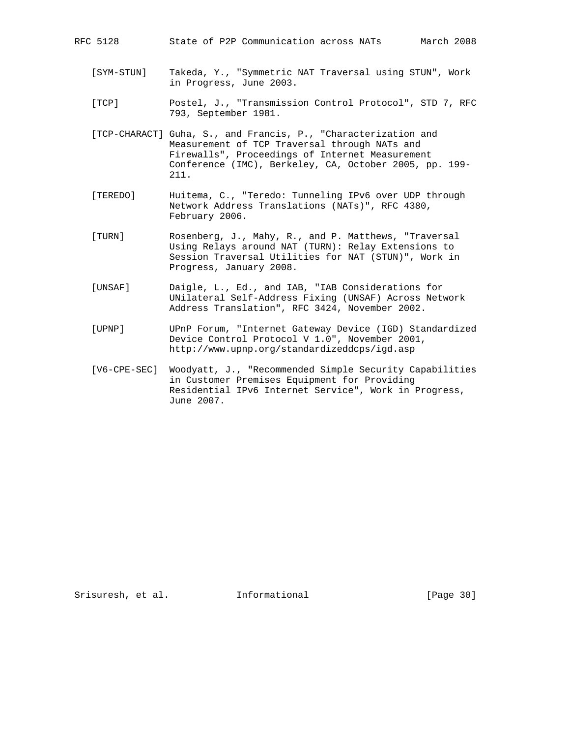[SYM-STUN] Takeda, Y., "Symmetric NAT Traversal using STUN", Work in Progress, June 2003.

[TCP] Postel, J., "Transmission Control Protocol", STD 7, RFC 793, September 1981.

[TCP-CHARACT] Guha, S., and Francis, P., "Characterization and Measurement of TCP Traversal through NATs and Firewalls", Proceedings of Internet Measurement Conference (IMC), Berkeley, CA, October 2005, pp. 199-211.

[TEREDO] Huitema, C., "Teredo: Tunneling IPv6 over UDP through Network Address Translations (NATs)", RFC 4380, February 2006.

[TURN] Rosenberg, J., Mahy, R., and P. Matthews, "Traversal Using Relays around NAT (TURN): Relay Extensions to Session Traversal Utilities for NAT (STUN)", Work in Progress, January 2008.

[UNSAF] Daigle, L., Ed., and IAB, "IAB Considerations for UNilateral Self-Address Fixing (UNSAF) Across Network Address Translation", RFC 3424, November 2002.

[UPNP] UPnP Forum, "Internet Gateway Device (IGD) Standardized Device Control Protocol V 1.0", November 2001, http://www.upnp.org/standardizeddcps/igd.asp

[V6-CPE-SEC] Woodyatt, J., "Recommended Simple Security Capabilities in Customer Premises Equipment for Providing Residential IPv6 Internet Service", Work in Progress, June 2007.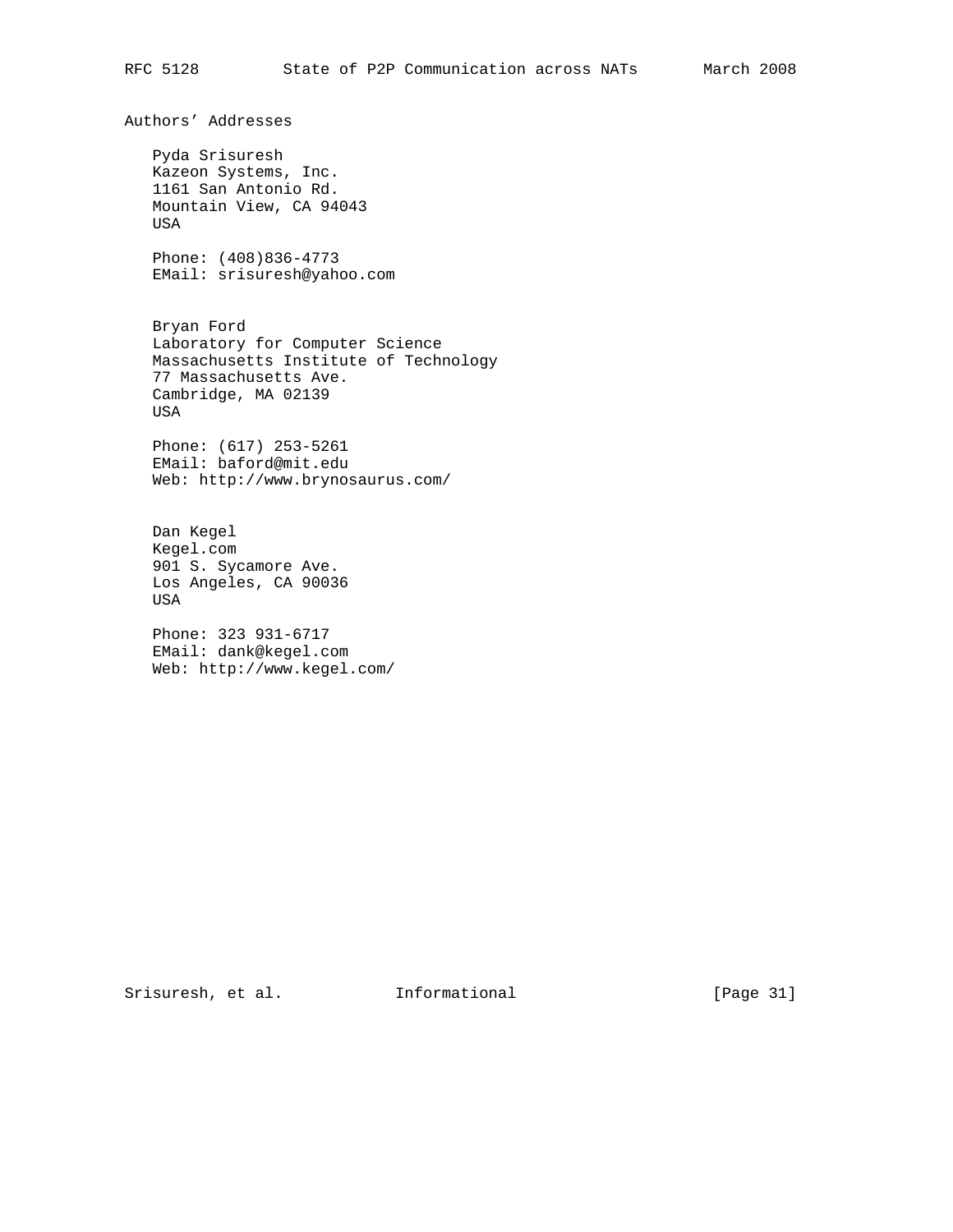## Authors' Addresses

Pyda Srisuresh
Kazeon Systems, Inc.
1161 San Antonio Rd.
Mountain View, CA 94043
USA

Phone: (408)836-4773
EMail: srisuresh@yahoo.com

Bryan Ford
Laboratory for Computer Science
Massachusetts Institute of Technology
77 Massachusetts Ave.
Cambridge, MA 02139
USA

Phone: (617) 253-5261
EMail: baford@mit.edu
Web: http://www.brynosaurus.com/

Dan Kegel
Kegel.com
901 S. Sycamore Ave.
Los Angeles, CA 90036
USA

Phone: 323 931-6717
EMail: dank@kegel.com
Web: http://www.kegel.com/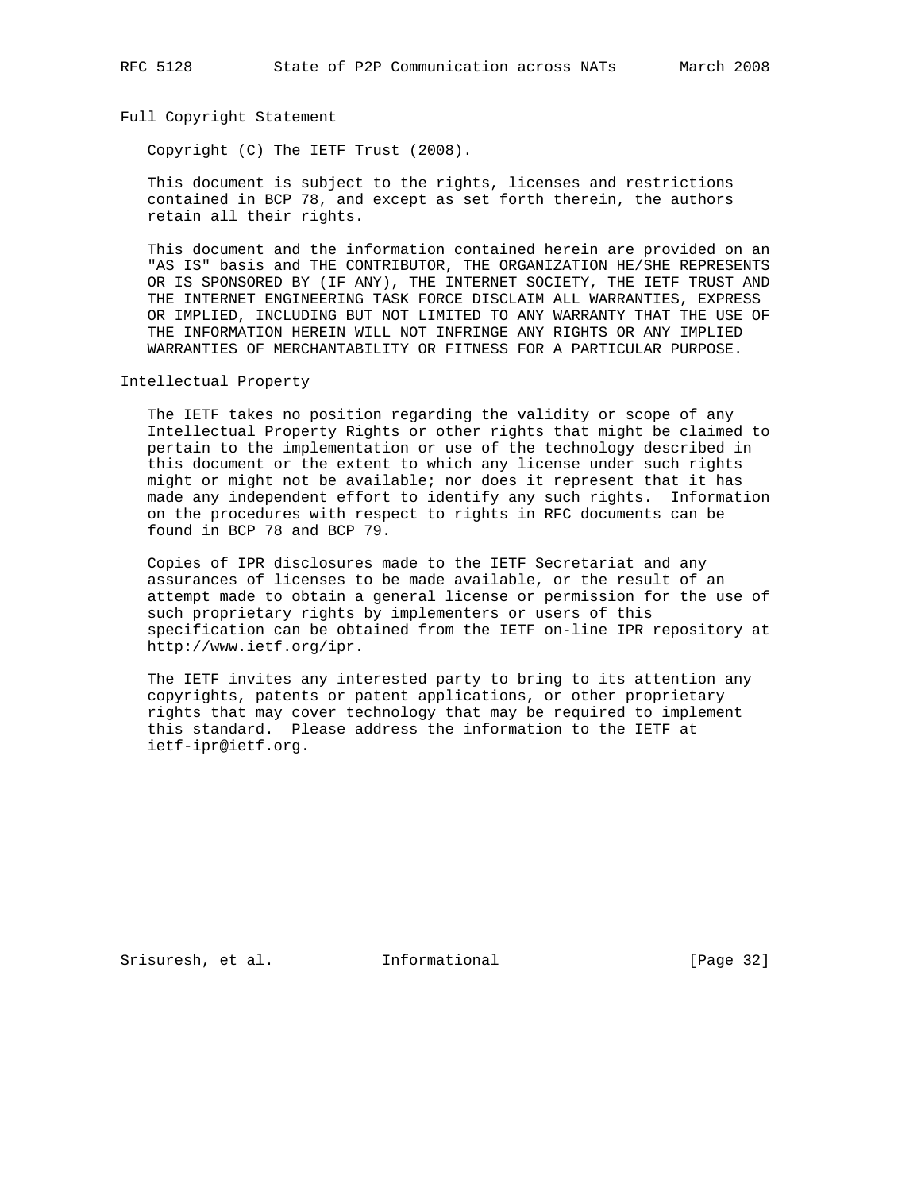## Full Copyright Statement

Copyright (C) The IETF Trust (2008).

This document is subject to the rights, licenses and restrictions contained in BCP 78, and except as set forth therein, the authors retain all their rights.

This document and the information contained herein are provided on an "AS IS" basis and THE CONTRIBUTOR, THE ORGANIZATION HE/SHE REPRESENTS OR IS SPONSORED BY (IF ANY), THE INTERNET SOCIETY, THE IETF TRUST AND THE INTERNET ENGINEERING TASK FORCE DISCLAIM ALL WARRANTIES, EXPRESS OR IMPLIED, INCLUDING BUT NOT LIMITED TO ANY WARRANTY THAT THE USE OF THE INFORMATION HEREIN WILL NOT INFRINGE ANY RIGHTS OR ANY IMPLIED WARRANTIES OF MERCHANTABILITY OR FITNESS FOR A PARTICULAR PURPOSE.

## Intellectual Property

The IETF takes no position regarding the validity or scope of any Intellectual Property Rights or other rights that might be claimed to pertain to the implementation or use of the technology described in this document or the extent to which any license under such rights might or might not be available; nor does it represent that it has made any independent effort to identify any such rights. Information on the procedures with respect to rights in RFC documents can be found in BCP 78 and BCP 79.

Copies of IPR disclosures made to the IETF Secretariat and any assurances of licenses to be made available, or the result of an attempt made to obtain a general license or permission for the use of such proprietary rights by implementers or users of this specification can be obtained from the IETF on-line IPR repository at http://www.ietf.org/ipr.

The IETF invites any interested party to bring to its attention any copyrights, patents or patent applications, or other proprietary rights that may cover technology that may be required to implement this standard. Please address the information to the IETF at ietf-ipr@ietf.org.